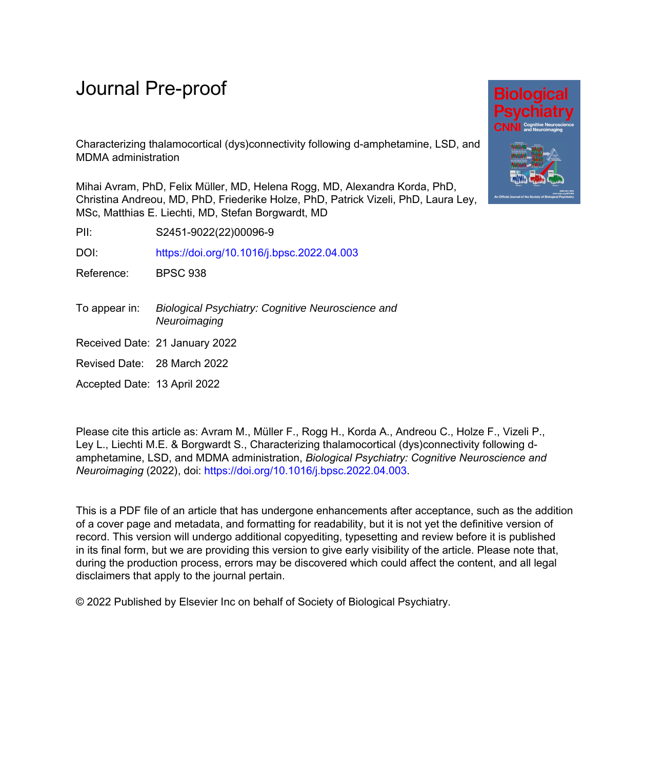# Journal Pre-proof

Characterizing thalamocortical (dys)connectivity following d-amphetamine, LSD, and MDMA administration

Mihai Avram, PhD, Felix Müller, MD, Helena Rogg, MD, Alexandra Korda, PhD, Christina Andreou, MD, PhD, Friederike Holze, PhD, Patrick Vizeli, PhD, Laura Ley, MSc, Matthias E. Liechti, MD, Stefan Borgwardt, MD

PII: S2451-9022(22)00096-9

DOI: https://doi.org/10.1016/j.bpsc.2022.04.003

Reference: BPSC 938

To appear in: *Biological Psychiatry: Cognitive Neuroscience and Neuroimaging*

Received Date: 21 January 2022

Revised Date: 28 March 2022

Accepted Date: 13 April 2022

Please cite this article as: Avram M., Müller F., Rogg H., Korda A., Andreou C., Holze F., Vizeli P., Ley L., Liechti M.E. & Borgwardt S., Characterizing thalamocortical (dys)connectivity following d-amphetamine, LSD, and MDMA administration, *Biological Psychiatry: Cognitive Neuroscience and Neuroimaging* (2022), doi: https://doi.org/10.1016/j.bpsc.2022.04.003.

This is a PDF file of an article that has undergone enhancements after acceptance, such as the addition of a cover page and metadata, and formatting for readability, but it is not yet the definitive version of record. This version will undergo additional copyediting, typesetting and review before it is published in its final form, but we are providing this version to give early visibility of the article. Please note that, during the production process, errors may be discovered which could affect the content, and all legal disclaimers that apply to the journal pertain.

© 2022 Published by Elsevier Inc on behalf of Society of Biological Psychiatry.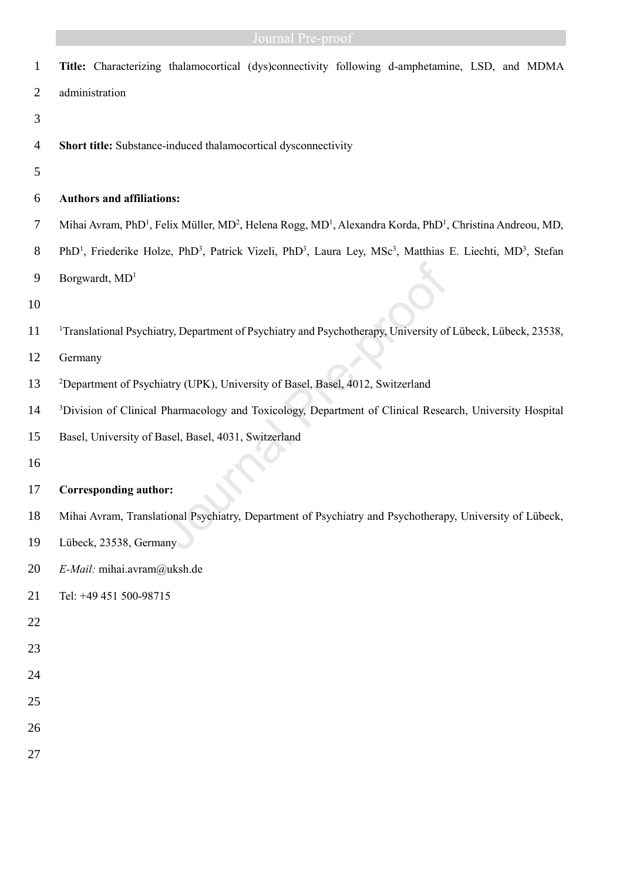**Title:** Characterizing thalamocortical (dys)connectivity following d-amphetamine, LSD, and MDMA administration

**Short title:** Substance-induced thalamocortical dysconnectivity

**Authors and affiliations:**

Mihai Avram, PhD[1], Felix Müller, MD[2], Helena Rogg, MD[1], Alexandra Korda, PhD[1], Christina Andreou, MD, PhD[1], Friederike Holze, PhD[3], Patrick Vizeli, PhD[3], Laura Ley, MSc[3], Matthias E. Liechti, MD[3], Stefan Borgwardt, MD[1]

[1]Translational Psychiatry, Department of Psychiatry and Psychotherapy, University of Lübeck, Lübeck, 23538, Germany

[2]Department of Psychiatry (UPK), University of Basel, Basel, 4012, Switzerland

[3]Division of Clinical Pharmacology and Toxicology, Department of Clinical Research, University Hospital Basel, University of Basel, Basel, 4031, Switzerland

**Corresponding author:**

Mihai Avram, Translational Psychiatry, Department of Psychiatry and Psychotherapy, University of Lübeck, Lübeck, 23538, Germany

*E-Mail:* mihai.avram@uksh.de

Tel: +49 451 500-98715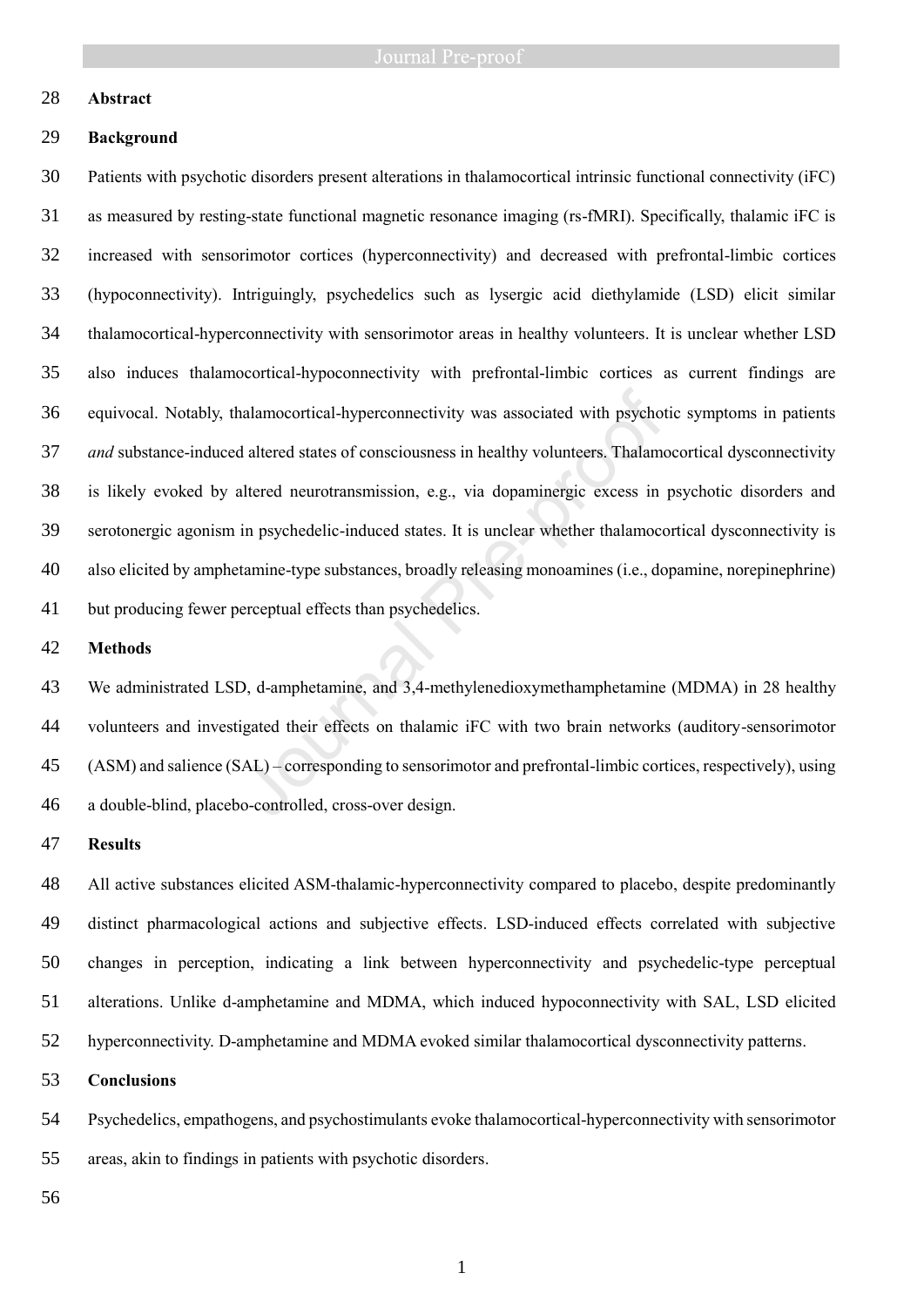## Abstract

### Background

Patients with psychotic disorders present alterations in thalamocortical intrinsic functional connectivity (iFC) as measured by resting-state functional magnetic resonance imaging (rs-fMRI). Specifically, thalamic iFC is increased with sensorimotor cortices (hyperconnectivity) and decreased with prefrontal-limbic cortices (hypoconnectivity). Intriguingly, psychedelics such as lysergic acid diethylamide (LSD) elicit similar thalamocortical-hyperconnectivity with sensorimotor areas in healthy volunteers. It is unclear whether LSD also induces thalamocortical-hypoconnectivity with prefrontal-limbic cortices as current findings are equivocal. Notably, thalamocortical-hyperconnectivity was associated with psychotic symptoms in patients *and* substance-induced altered states of consciousness in healthy volunteers. Thalamocortical dysconnectivity is likely evoked by altered neurotransmission, e.g., via dopaminergic excess in psychotic disorders and serotonergic agonism in psychedelic-induced states. It is unclear whether thalamocortical dysconnectivity is also elicited by amphetamine-type substances, broadly releasing monoamines (i.e., dopamine, norepinephrine) but producing fewer perceptual effects than psychedelics.

### Methods

We administrated LSD, d-amphetamine, and 3,4-methylenedioxymethamphetamine (MDMA) in 28 healthy volunteers and investigated their effects on thalamic iFC with two brain networks (auditory-sensorimotor (ASM) and salience (SAL) – corresponding to sensorimotor and prefrontal-limbic cortices, respectively), using a double-blind, placebo-controlled, cross-over design.

### Results

All active substances elicited ASM-thalamic-hyperconnectivity compared to placebo, despite predominantly distinct pharmacological actions and subjective effects. LSD-induced effects correlated with subjective changes in perception, indicating a link between hyperconnectivity and psychedelic-type perceptual alterations. Unlike d-amphetamine and MDMA, which induced hypoconnectivity with SAL, LSD elicited hyperconnectivity. D-amphetamine and MDMA evoked similar thalamocortical dysconnectivity patterns.

### Conclusions

Psychedelics, empathogens, and psychostimulants evoke thalamocortical-hyperconnectivity with sensorimotor areas, akin to findings in patients with psychotic disorders.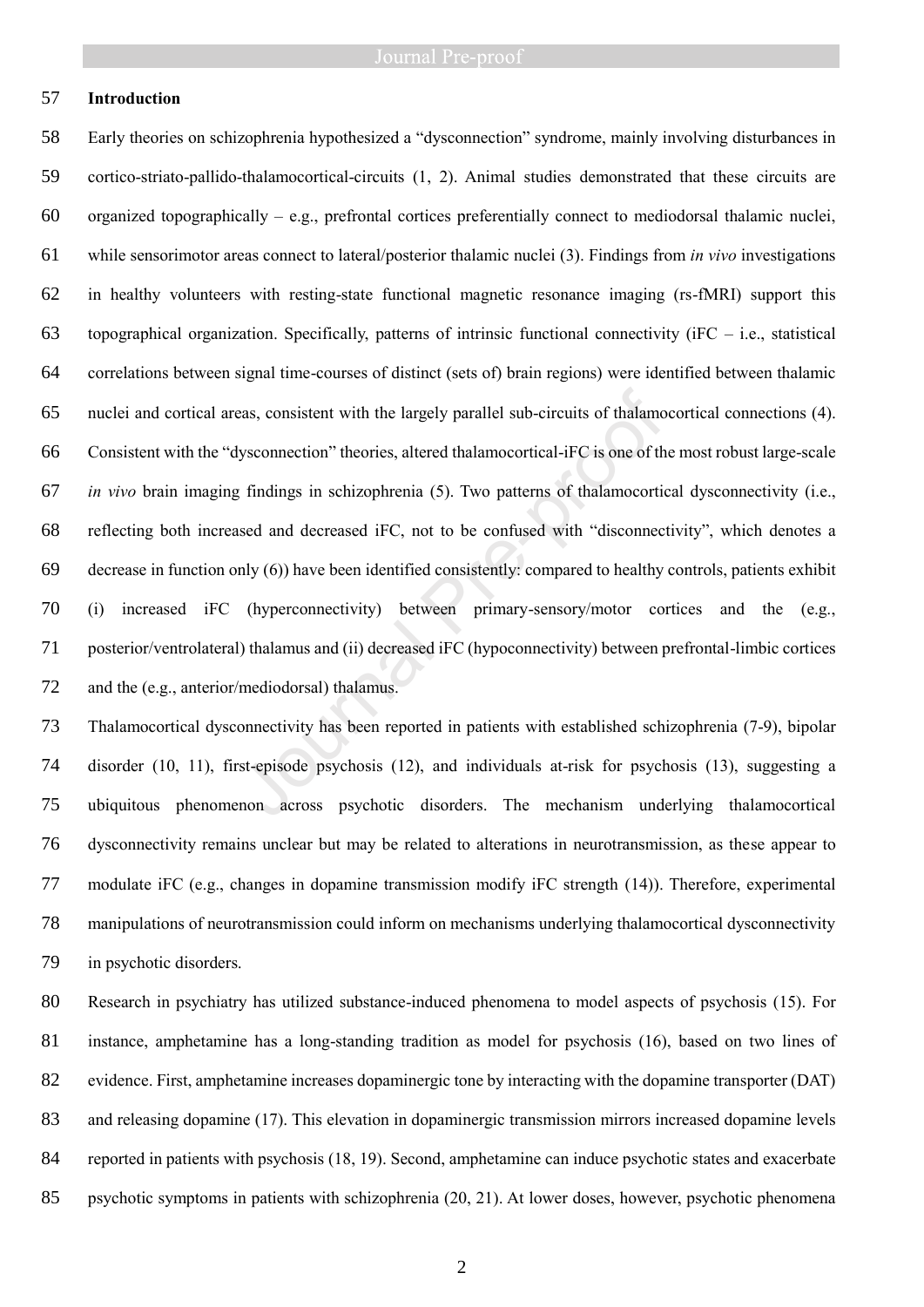## Introduction

Early theories on schizophrenia hypothesized a "dysconnection" syndrome, mainly involving disturbances in cortico-striato-pallido-thalamocortical-circuits (1, 2). Animal studies demonstrated that these circuits are organized topographically – e.g., prefrontal cortices preferentially connect to mediodorsal thalamic nuclei, while sensorimotor areas connect to lateral/posterior thalamic nuclei (3). Findings from *in vivo* investigations in healthy volunteers with resting-state functional magnetic resonance imaging (rs-fMRI) support this topographical organization. Specifically, patterns of intrinsic functional connectivity (iFC – i.e., statistical correlations between signal time-courses of distinct (sets of) brain regions) were identified between thalamic nuclei and cortical areas, consistent with the largely parallel sub-circuits of thalamocortical connections (4). Consistent with the "dysconnection" theories, altered thalamocortical-iFC is one of the most robust large-scale *in vivo* brain imaging findings in schizophrenia (5). Two patterns of thalamocortical dysconnectivity (i.e., reflecting both increased and decreased iFC, not to be confused with "disconnectivity", which denotes a decrease in function only (6)) have been identified consistently: compared to healthy controls, patients exhibit (i) increased iFC (hyperconnectivity) between primary-sensory/motor cortices and the (e.g., posterior/ventrolateral) thalamus and (ii) decreased iFC (hypoconnectivity) between prefrontal-limbic cortices and the (e.g., anterior/mediodorsal) thalamus.

Thalamocortical dysconnectivity has been reported in patients with established schizophrenia (7-9), bipolar disorder (10, 11), first-episode psychosis (12), and individuals at-risk for psychosis (13), suggesting a ubiquitous phenomenon across psychotic disorders. The mechanism underlying thalamocortical dysconnectivity remains unclear but may be related to alterations in neurotransmission, as these appear to modulate iFC (e.g., changes in dopamine transmission modify iFC strength (14)). Therefore, experimental manipulations of neurotransmission could inform on mechanisms underlying thalamocortical dysconnectivity in psychotic disorders.

Research in psychiatry has utilized substance-induced phenomena to model aspects of psychosis (15). For instance, amphetamine has a long-standing tradition as model for psychosis (16), based on two lines of evidence. First, amphetamine increases dopaminergic tone by interacting with the dopamine transporter (DAT) and releasing dopamine (17). This elevation in dopaminergic transmission mirrors increased dopamine levels reported in patients with psychosis (18, 19). Second, amphetamine can induce psychotic states and exacerbate psychotic symptoms in patients with schizophrenia (20, 21). At lower doses, however, psychotic phenomena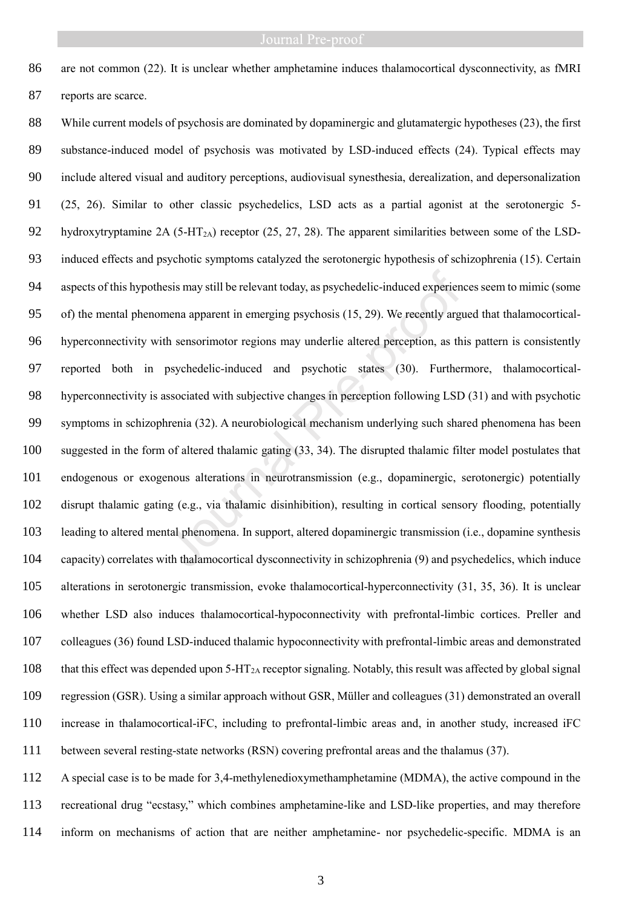are not common (22). It is unclear whether amphetamine induces thalamocortical dysconnectivity, as fMRI reports are scarce.

While current models of psychosis are dominated by dopaminergic and glutamatergic hypotheses (23), the first substance-induced model of psychosis was motivated by LSD-induced effects (24). Typical effects may include altered visual and auditory perceptions, audiovisual synesthesia, derealization, and depersonalization (25, 26). Similar to other classic psychedelics, LSD acts as a partial agonist at the serotonergic 5-hydroxytryptamine 2A (5-$HT_{2A}$) receptor (25, 27, 28). The apparent similarities between some of the LSD-induced effects and psychotic symptoms catalyzed the serotonergic hypothesis of schizophrenia (15). Certain aspects of this hypothesis may still be relevant today, as psychedelic-induced experiences seem to mimic (some of) the mental phenomena apparent in emerging psychosis (15, 29). We recently argued that thalamocortical-hyperconnectivity with sensorimotor regions may underlie altered perception, as this pattern is consistently reported both in psychedelic-induced and psychotic states (30). Furthermore, thalamocortical-hyperconnectivity is associated with subjective changes in perception following LSD (31) and with psychotic symptoms in schizophrenia (32). A neurobiological mechanism underlying such shared phenomena has been suggested in the form of altered thalamic gating (33, 34). The disrupted thalamic filter model postulates that endogenous or exogenous alterations in neurotransmission (e.g., dopaminergic, serotonergic) potentially disrupt thalamic gating (e.g., via thalamic disinhibition), resulting in cortical sensory flooding, potentially leading to altered mental phenomena. In support, altered dopaminergic transmission (i.e., dopamine synthesis capacity) correlates with thalamocortical dysconnectivity in schizophrenia (9) and psychedelics, which induce alterations in serotonergic transmission, evoke thalamocortical-hyperconnectivity (31, 35, 36). It is unclear whether LSD also induces thalamocortical-hypoconnectivity with prefrontal-limbic cortices. Preller and colleagues (36) found LSD-induced thalamic hypoconnectivity with prefrontal-limbic areas and demonstrated that this effect was depended upon 5-$HT_{2A}$ receptor signaling. Notably, this result was affected by global signal regression (GSR). Using a similar approach without GSR, Müller and colleagues (31) demonstrated an overall increase in thalamocortical-iFC, including to prefrontal-limbic areas and, in another study, increased iFC between several resting-state networks (RSN) covering prefrontal areas and the thalamus (37).

A special case is to be made for 3,4-methylenedioxymethamphetamine (MDMA), the active compound in the recreational drug "ecstasy," which combines amphetamine-like and LSD-like properties, and may therefore inform on mechanisms of action that are neither amphetamine- nor psychedelic-specific. MDMA is an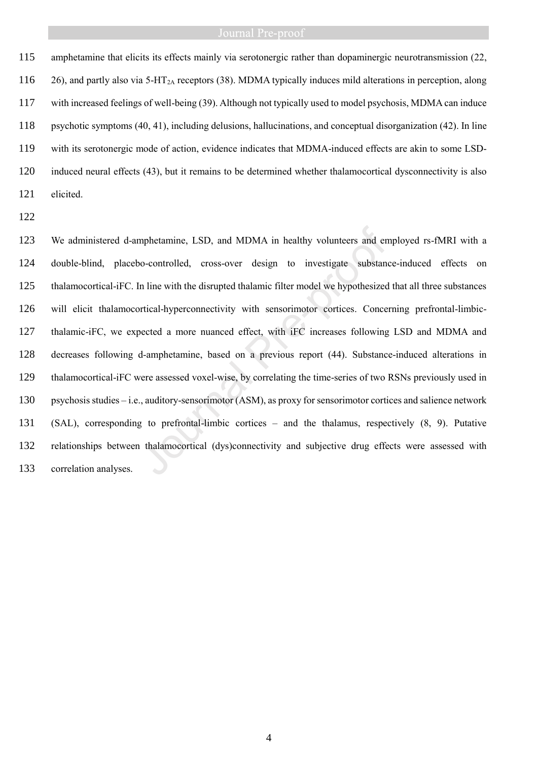amphetamine that elicits its effects mainly via serotonergic rather than dopaminergic neurotransmission (22, 26), and partly also via 5-$HT_{2A}$ receptors (38). MDMA typically induces mild alterations in perception, along with increased feelings of well-being (39). Although not typically used to model psychosis, MDMA can induce psychotic symptoms (40, 41), including delusions, hallucinations, and conceptual disorganization (42). In line with its serotonergic mode of action, evidence indicates that MDMA-induced effects are akin to some LSD-induced neural effects (43), but it remains to be determined whether thalamocortical dysconnectivity is also elicited.

We administered d-amphetamine, LSD, and MDMA in healthy volunteers and employed rs-fMRI with a double-blind, placebo-controlled, cross-over design to investigate substance-induced effects on thalamocortical-iFC. In line with the disrupted thalamic filter model we hypothesized that all three substances will elicit thalamocortical-hyperconnectivity with sensorimotor cortices. Concerning prefrontal-limbic-thalamic-iFC, we expected a more nuanced effect, with iFC increases following LSD and MDMA and decreases following d-amphetamine, based on a previous report (44). Substance-induced alterations in thalamocortical-iFC were assessed voxel-wise, by correlating the time-series of two RSNs previously used in psychosis studies – i.e., auditory-sensorimotor (ASM), as proxy for sensorimotor cortices and salience network (SAL), corresponding to prefrontal-limbic cortices – and the thalamus, respectively (8, 9). Putative relationships between thalamocortical (dys)connectivity and subjective drug effects were assessed with correlation analyses.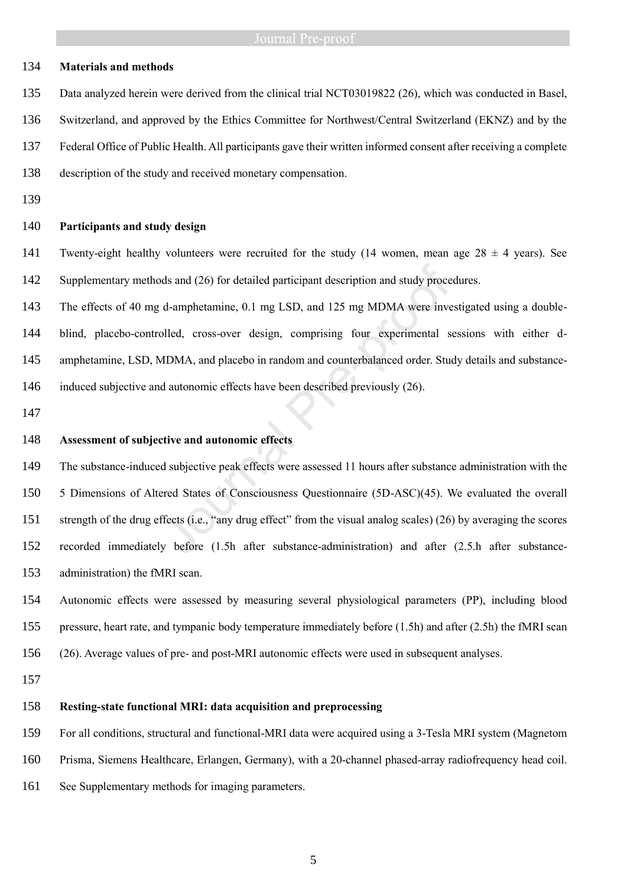## Materials and methods

Data analyzed herein were derived from the clinical trial NCT03019822 (26), which was conducted in Basel, Switzerland, and approved by the Ethics Committee for Northwest/Central Switzerland (EKNZ) and by the Federal Office of Public Health. All participants gave their written informed consent after receiving a complete description of the study and received monetary compensation.

## Participants and study design

Twenty-eight healthy volunteers were recruited for the study (14 women, mean age 28 ± 4 years). See Supplementary methods and (26) for detailed participant description and study procedures.

The effects of 40 mg d-amphetamine, 0.1 mg LSD, and 125 mg MDMA were investigated using a double-blind, placebo-controlled, cross-over design, comprising four experimental sessions with either d-amphetamine, LSD, MDMA, and placebo in random and counterbalanced order. Study details and substance-induced subjective and autonomic effects have been described previously (26).

## Assessment of subjective and autonomic effects

The substance-induced subjective peak effects were assessed 11 hours after substance administration with the 5 Dimensions of Altered States of Consciousness Questionnaire (5D-ASC)(45). We evaluated the overall strength of the drug effects (i.e., "any drug effect" from the visual analog scales) (26) by averaging the scores recorded immediately before (1.5h after substance-administration) and after (2.5.h after substance-administration) the fMRI scan.

Autonomic effects were assessed by measuring several physiological parameters (PP), including blood pressure, heart rate, and tympanic body temperature immediately before (1.5h) and after (2.5h) the fMRI scan (26). Average values of pre- and post-MRI autonomic effects were used in subsequent analyses.

## Resting-state functional MRI: data acquisition and preprocessing

For all conditions, structural and functional-MRI data were acquired using a 3-Tesla MRI system (Magnetom Prisma, Siemens Healthcare, Erlangen, Germany), with a 20-channel phased-array radiofrequency head coil. See Supplementary methods for imaging parameters.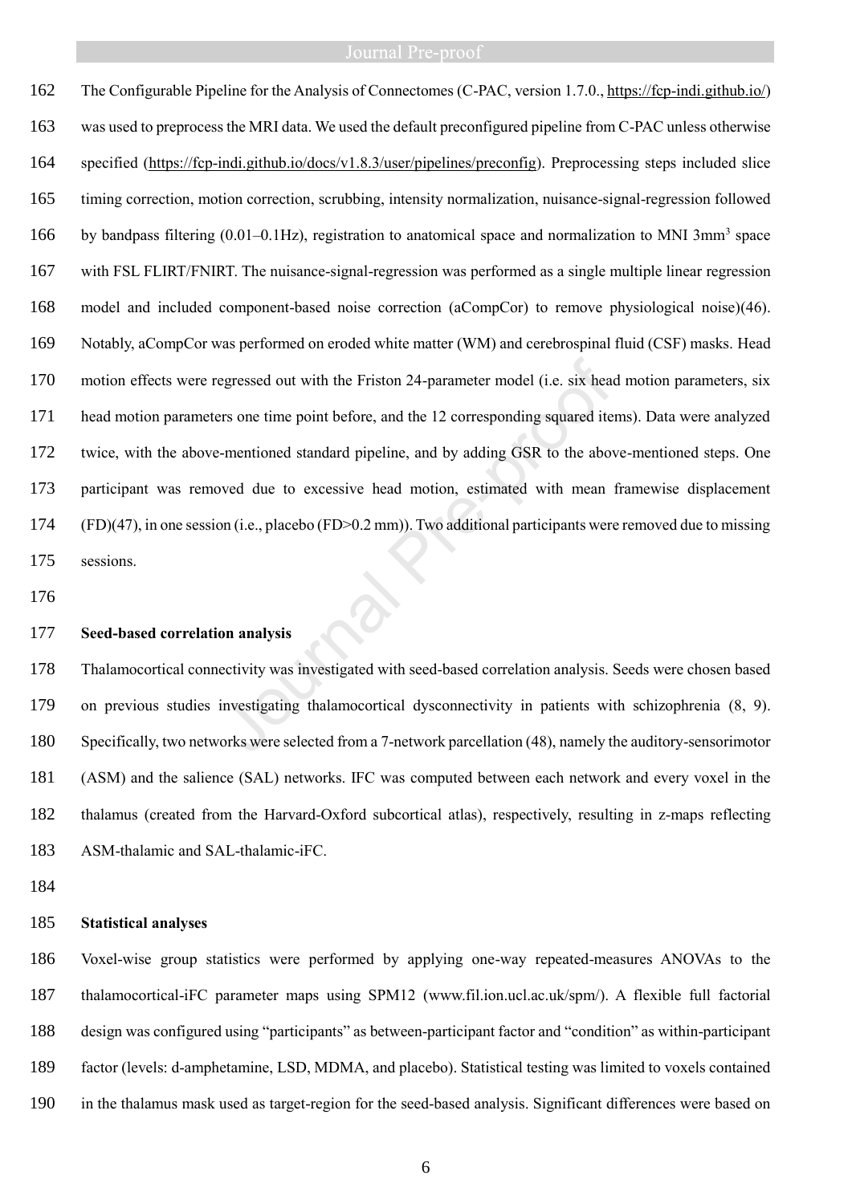The Configurable Pipeline for the Analysis of Connectomes (C-PAC, version 1.7.0., https://fcp-indi.github.io/) was used to preprocess the MRI data. We used the default preconfigured pipeline from C-PAC unless otherwise specified (https://fcp-indi.github.io/docs/v1.8.3/user/pipelines/preconfig). Preprocessing steps included slice timing correction, motion correction, scrubbing, intensity normalization, nuisance-signal-regression followed by bandpass filtering (0.01–0.1Hz), registration to anatomical space and normalization to MNI 3mm$^3$ space with FSL FLIRT/FNIRT. The nuisance-signal-regression was performed as a single multiple linear regression model and included component-based noise correction (aCompCor) to remove physiological noise)(46). Notably, aCompCor was performed on eroded white matter (WM) and cerebrospinal fluid (CSF) masks. Head motion effects were regressed out with the Friston 24-parameter model (i.e. six head motion parameters, six head motion parameters one time point before, and the 12 corresponding squared items). Data were analyzed twice, with the above-mentioned standard pipeline, and by adding GSR to the above-mentioned steps. One participant was removed due to excessive head motion, estimated with mean framewise displacement (FD)(47), in one session (i.e., placebo (FD>0.2 mm)). Two additional participants were removed due to missing sessions.

**Seed-based correlation analysis**

Thalamocortical connectivity was investigated with seed-based correlation analysis. Seeds were chosen based on previous studies investigating thalamocortical dysconnectivity in patients with schizophrenia (8, 9). Specifically, two networks were selected from a 7-network parcellation (48), namely the auditory-sensorimotor (ASM) and the salience (SAL) networks. IFC was computed between each network and every voxel in the thalamus (created from the Harvard-Oxford subcortical atlas), respectively, resulting in z-maps reflecting ASM-thalamic and SAL-thalamic-iFC.

**Statistical analyses**

Voxel-wise group statistics were performed by applying one-way repeated-measures ANOVAs to the thalamocortical-iFC parameter maps using SPM12 (www.fil.ion.ucl.ac.uk/spm/). A flexible full factorial design was configured using "participants" as between-participant factor and "condition" as within-participant factor (levels: d-amphetamine, LSD, MDMA, and placebo). Statistical testing was limited to voxels contained in the thalamus mask used as target-region for the seed-based analysis. Significant differences were based on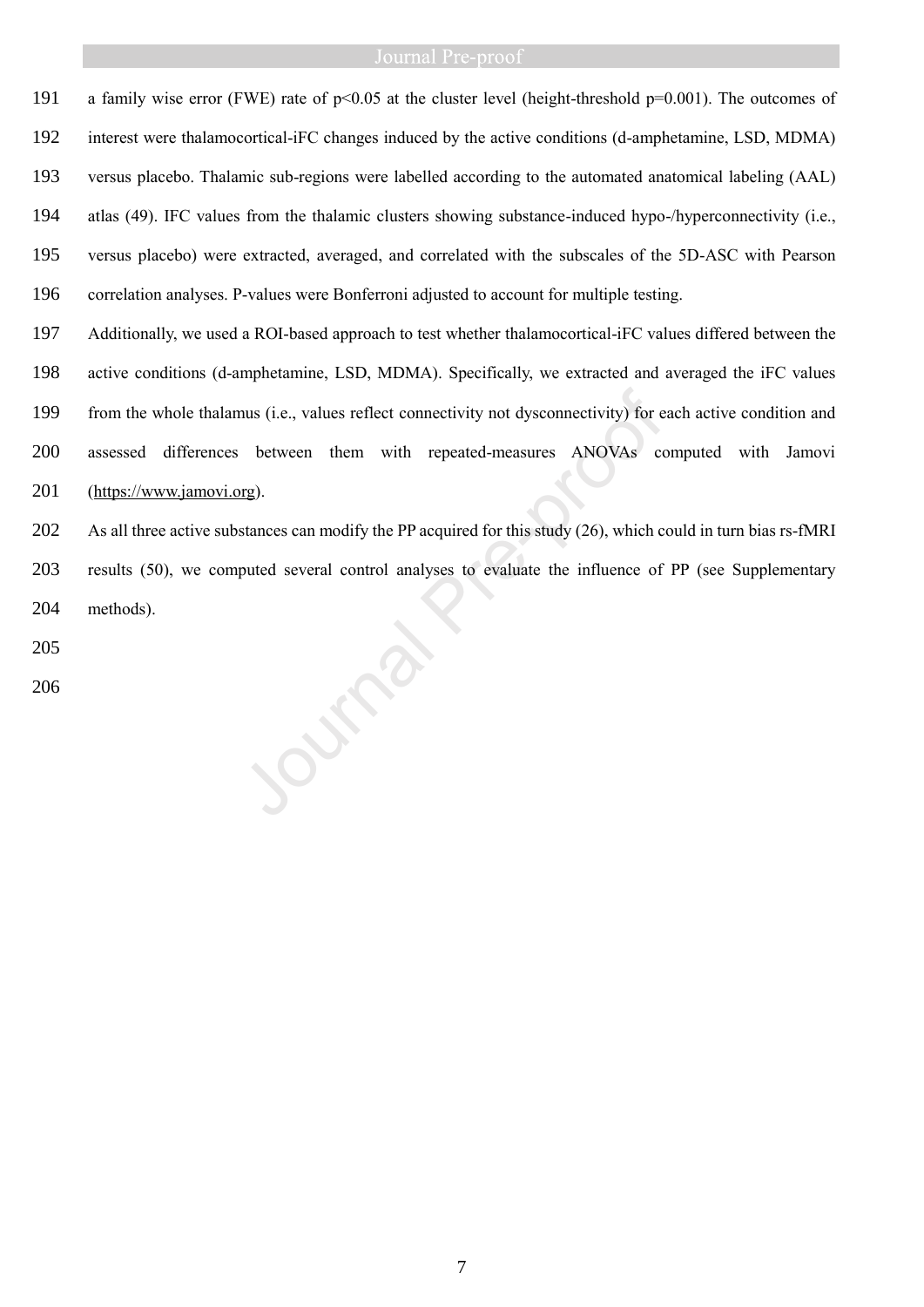a family wise error (FWE) rate of $p<0.05$ at the cluster level (height-threshold $p=0.001$). The outcomes of interest were thalamocortical-iFC changes induced by the active conditions (d-amphetamine, LSD, MDMA) versus placebo. Thalamic sub-regions were labelled according to the automated anatomical labeling (AAL) atlas (49). IFC values from the thalamic clusters showing substance-induced hypo-/hyperconnectivity (i.e., versus placebo) were extracted, averaged, and correlated with the subscales of the 5D-ASC with Pearson correlation analyses. P-values were Bonferroni adjusted to account for multiple testing.

Additionally, we used a ROI-based approach to test whether thalamocortical-iFC values differed between the active conditions (d-amphetamine, LSD, MDMA). Specifically, we extracted and averaged the iFC values from the whole thalamus (i.e., values reflect connectivity not dysconnectivity) for each active condition and assessed differences between them with repeated-measures ANOVAs computed with Jamovi (https://www.jamovi.org).

As all three active substances can modify the PP acquired for this study (26), which could in turn bias rs-fMRI results (50), we computed several control analyses to evaluate the influence of PP (see Supplementary methods).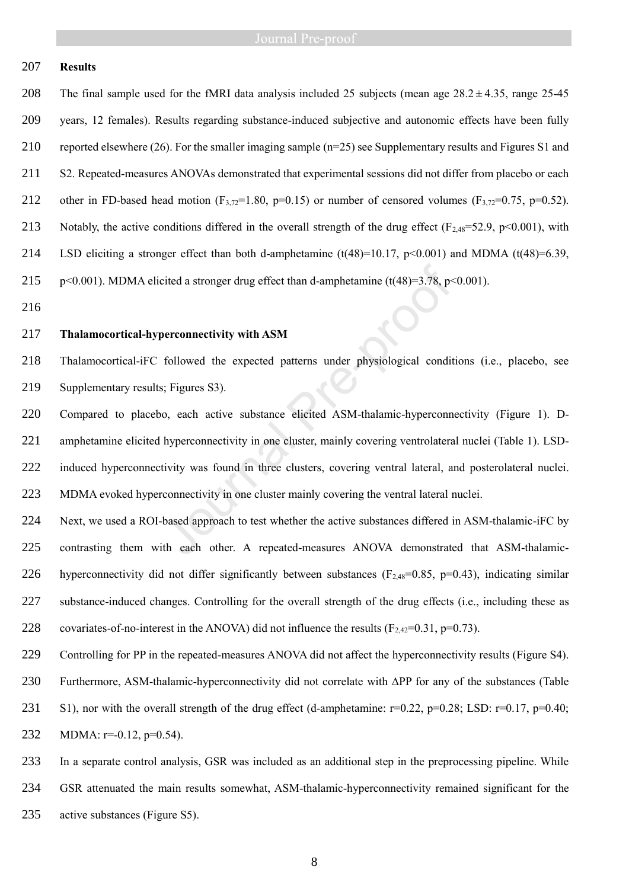## Results

The final sample used for the fMRI data analysis included 25 subjects (mean age 28.2 ± 4.35, range 25-45 years, 12 females). Results regarding substance-induced subjective and autonomic effects have been fully reported elsewhere (26). For the smaller imaging sample (n=25) see Supplementary results and Figures S1 and S2. Repeated-measures ANOVAs demonstrated that experimental sessions did not differ from placebo or each other in FD-based head motion ($F_{3,72}$=1.80, p=0.15) or number of censored volumes ($F_{3,72}$=0.75, p=0.52). Notably, the active conditions differed in the overall strength of the drug effect ($F_{2,48}$=52.9, p<0.001), with LSD eliciting a stronger effect than both d-amphetamine (t(48)=10.17, p<0.001) and MDMA (t(48)=6.39, p<0.001). MDMA elicited a stronger drug effect than d-amphetamine (t(48)=3.78, p<0.001).

### Thalamocortical-hyperconnectivity with ASM

Thalamocortical-iFC followed the expected patterns under physiological conditions (i.e., placebo, see Supplementary results; Figures S3).

Compared to placebo, each active substance elicited ASM-thalamic-hyperconnectivity (Figure 1). D-amphetamine elicited hyperconnectivity in one cluster, mainly covering ventrolateral nuclei (Table 1). LSD-induced hyperconnectivity was found in three clusters, covering ventral lateral, and posterolateral nuclei. MDMA evoked hyperconnectivity in one cluster mainly covering the ventral lateral nuclei.

Next, we used a ROI-based approach to test whether the active substances differed in ASM-thalamic-iFC by contrasting them with each other. A repeated-measures ANOVA demonstrated that ASM-thalamic-hyperconnectivity did not differ significantly between substances ($F_{2,48}$=0.85, p=0.43), indicating similar substance-induced changes. Controlling for the overall strength of the drug effects (i.e., including these as covariates-of-no-interest in the ANOVA) did not influence the results ($F_{2,42}$=0.31, p=0.73).

Controlling for PP in the repeated-measures ANOVA did not affect the hyperconnectivity results (Figure S4). Furthermore, ASM-thalamic-hyperconnectivity did not correlate with ΔPP for any of the substances (Table S1), nor with the overall strength of the drug effect (d-amphetamine: r=0.22, p=0.28; LSD: r=0.17, p=0.40; MDMA: r=-0.12, p=0.54).

In a separate control analysis, GSR was included as an additional step in the preprocessing pipeline. While GSR attenuated the main results somewhat, ASM-thalamic-hyperconnectivity remained significant for the active substances (Figure S5).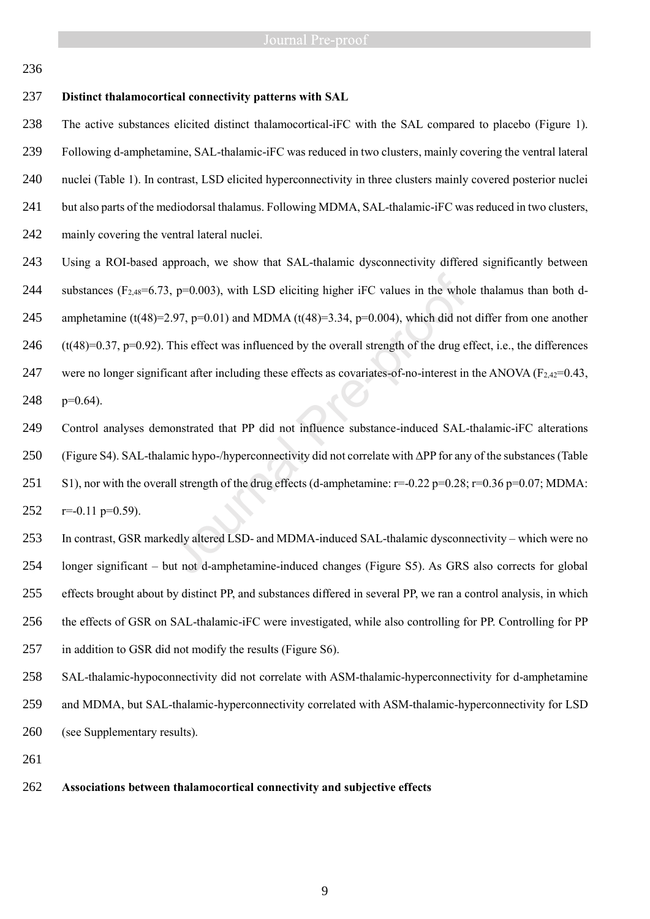**Distinct thalamocortical connectivity patterns with SAL**

The active substances elicited distinct thalamocortical-iFC with the SAL compared to placebo (Figure 1). Following d-amphetamine, SAL-thalamic-iFC was reduced in two clusters, mainly covering the ventral lateral nuclei (Table 1). In contrast, LSD elicited hyperconnectivity in three clusters mainly covered posterior nuclei but also parts of the mediodorsal thalamus. Following MDMA, SAL-thalamic-iFC was reduced in two clusters, mainly covering the ventral lateral nuclei.

Using a ROI-based approach, we show that SAL-thalamic dysconnectivity differed significantly between substances ($F_{2,48}$=6.73, p=0.003), with LSD eliciting higher iFC values in the whole thalamus than both d-amphetamine (t(48)=2.97, p=0.01) and MDMA (t(48)=3.34, p=0.004), which did not differ from one another (t(48)=0.37, p=0.92). This effect was influenced by the overall strength of the drug effect, i.e., the differences were no longer significant after including these effects as covariates-of-no-interest in the ANOVA ($F_{2,42}$=0.43, p=0.64).

Control analyses demonstrated that PP did not influence substance-induced SAL-thalamic-iFC alterations (Figure S4). SAL-thalamic hypo-/hyperconnectivity did not correlate with ΔPP for any of the substances (Table S1), nor with the overall strength of the drug effects (d-amphetamine: r=-0.22 p=0.28; r=0.36 p=0.07; MDMA: r=-0.11 p=0.59).

In contrast, GSR markedly altered LSD- and MDMA-induced SAL-thalamic dysconnectivity – which were no longer significant – but not d-amphetamine-induced changes (Figure S5). As GRS also corrects for global effects brought about by distinct PP, and substances differed in several PP, we ran a control analysis, in which the effects of GSR on SAL-thalamic-iFC were investigated, while also controlling for PP. Controlling for PP in addition to GSR did not modify the results (Figure S6).

SAL-thalamic-hypoconnectivity did not correlate with ASM-thalamic-hyperconnectivity for d-amphetamine and MDMA, but SAL-thalamic-hyperconnectivity correlated with ASM-thalamic-hyperconnectivity for LSD (see Supplementary results).

**Associations between thalamocortical connectivity and subjective effects**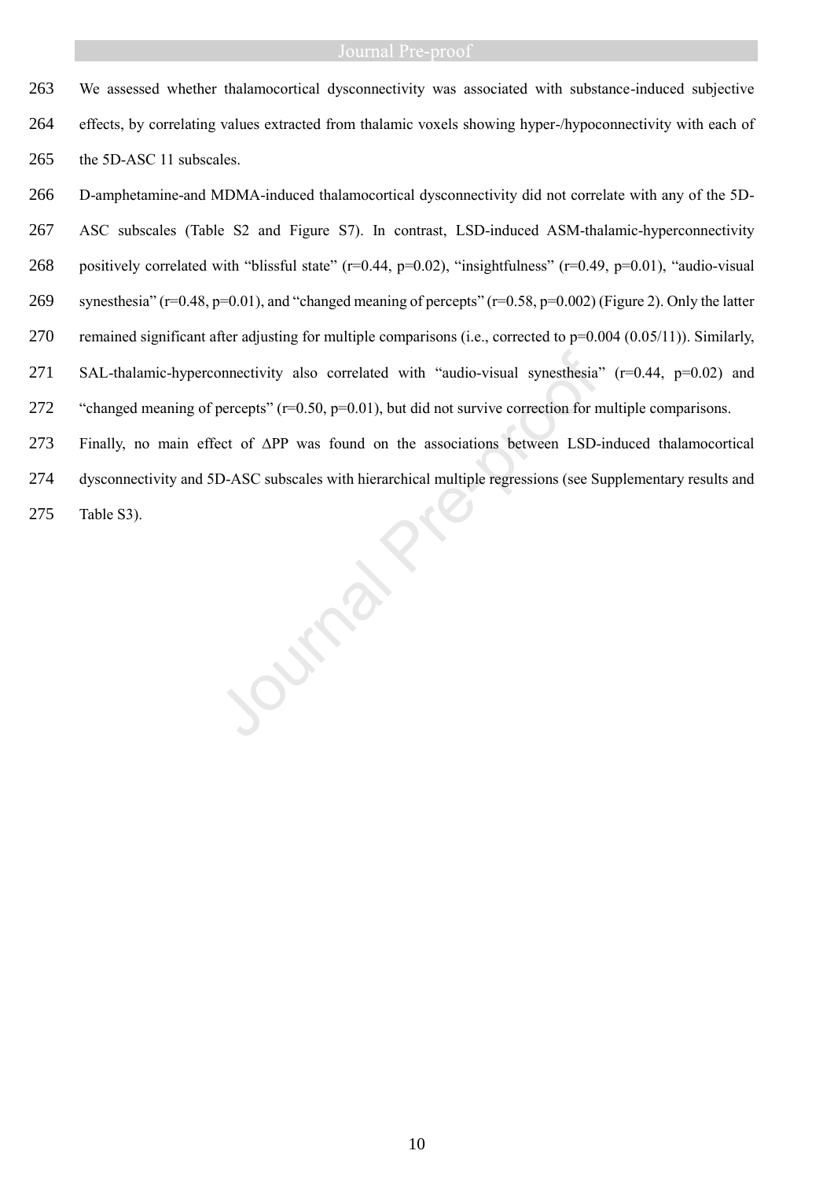We assessed whether thalamocortical dysconnectivity was associated with substance-induced subjective effects, by correlating values extracted from thalamic voxels showing hyper-/hypoconnectivity with each of the 5D-ASC 11 subscales.

D-amphetamine-and MDMA-induced thalamocortical dysconnectivity did not correlate with any of the 5D-ASC subscales (Table S2 and Figure S7). In contrast, LSD-induced ASM-thalamic-hyperconnectivity positively correlated with "blissful state" ($r=0.44$, $p=0.02$), "insightfulness" ($r=0.49$, $p=0.01$), "audio-visual synesthesia" ($r=0.48$, $p=0.01$), and "changed meaning of percepts" ($r=0.58$, $p=0.002$) (Figure 2). Only the latter remained significant after adjusting for multiple comparisons (i.e., corrected to $p=0.004$ (0.05/11)). Similarly, SAL-thalamic-hyperconnectivity also correlated with "audio-visual synesthesia" ($r=0.44$, $p=0.02$) and "changed meaning of percepts" ($r=0.50$, $p=0.01$), but did not survive correction for multiple comparisons.

Finally, no main effect of $\Delta$PP was found on the associations between LSD-induced thalamocortical dysconnectivity and 5D-ASC subscales with hierarchical multiple regressions (see Supplementary results and Table S3).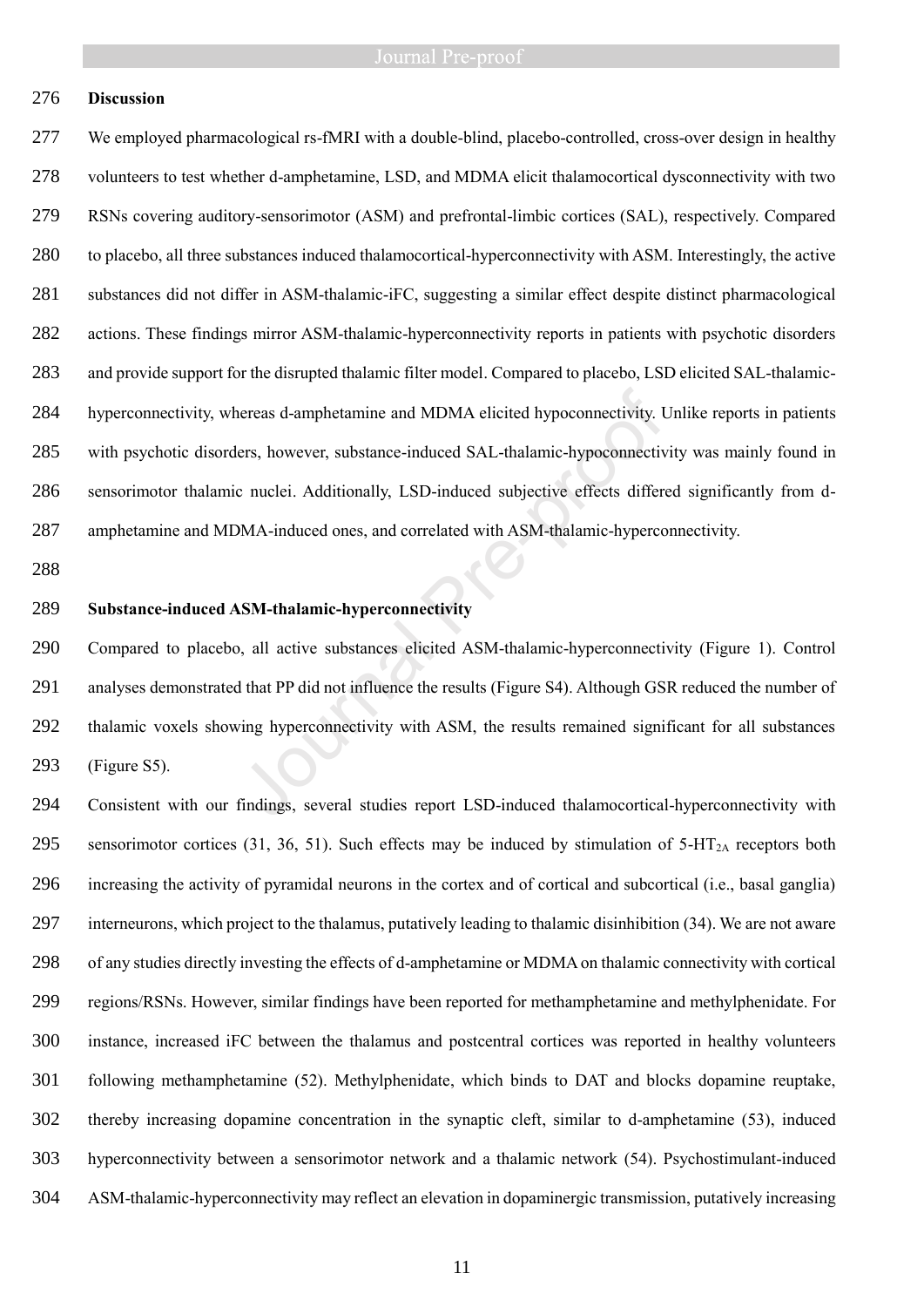## Discussion

We employed pharmacological rs-fMRI with a double-blind, placebo-controlled, cross-over design in healthy volunteers to test whether d-amphetamine, LSD, and MDMA elicit thalamocortical dysconnectivity with two RSNs covering auditory-sensorimotor (ASM) and prefrontal-limbic cortices (SAL), respectively. Compared to placebo, all three substances induced thalamocortical-hyperconnectivity with ASM. Interestingly, the active substances did not differ in ASM-thalamic-iFC, suggesting a similar effect despite distinct pharmacological actions. These findings mirror ASM-thalamic-hyperconnectivity reports in patients with psychotic disorders and provide support for the disrupted thalamic filter model. Compared to placebo, LSD elicited SAL-thalamic-hyperconnectivity, whereas d-amphetamine and MDMA elicited hypoconnectivity. Unlike reports in patients with psychotic disorders, however, substance-induced SAL-thalamic-hypoconnectivity was mainly found in sensorimotor thalamic nuclei. Additionally, LSD-induced subjective effects differed significantly from d-amphetamine and MDMA-induced ones, and correlated with ASM-thalamic-hyperconnectivity.

### Substance-induced ASM-thalamic-hyperconnectivity

Compared to placebo, all active substances elicited ASM-thalamic-hyperconnectivity (Figure 1). Control analyses demonstrated that PP did not influence the results (Figure S4). Although GSR reduced the number of thalamic voxels showing hyperconnectivity with ASM, the results remained significant for all substances (Figure S5).

Consistent with our findings, several studies report LSD-induced thalamocortical-hyperconnectivity with sensorimotor cortices (31, 36, 51). Such effects may be induced by stimulation of 5-$HT_{2A}$ receptors both increasing the activity of pyramidal neurons in the cortex and of cortical and subcortical (i.e., basal ganglia) interneurons, which project to the thalamus, putatively leading to thalamic disinhibition (34). We are not aware of any studies directly investing the effects of d-amphetamine or MDMA on thalamic connectivity with cortical regions/RSNs. However, similar findings have been reported for methamphetamine and methylphenidate. For instance, increased iFC between the thalamus and postcentral cortices was reported in healthy volunteers following methamphetamine (52). Methylphenidate, which binds to DAT and blocks dopamine reuptake, thereby increasing dopamine concentration in the synaptic cleft, similar to d-amphetamine (53), induced hyperconnectivity between a sensorimotor network and a thalamic network (54). Psychostimulant-induced ASM-thalamic-hyperconnectivity may reflect an elevation in dopaminergic transmission, putatively increasing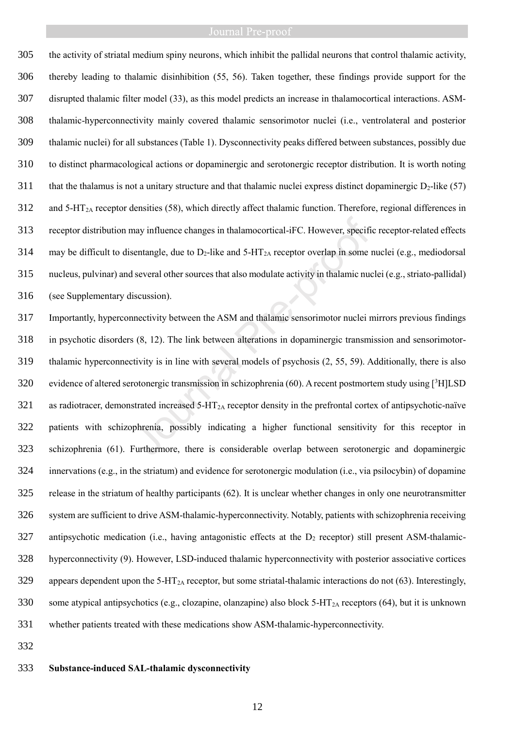the activity of striatal medium spiny neurons, which inhibit the pallidal neurons that control thalamic activity, thereby leading to thalamic disinhibition (55, 56). Taken together, these findings provide support for the disrupted thalamic filter model (33), as this model predicts an increase in thalamocortical interactions. ASM-thalamic-hyperconnectivity mainly covered thalamic sensorimotor nuclei (i.e., ventrolateral and posterior thalamic nuclei) for all substances (Table 1). Dysconnectivity peaks differed between substances, possibly due to distinct pharmacological actions or dopaminergic and serotonergic receptor distribution. It is worth noting that the thalamus is not a unitary structure and that thalamic nuclei express distinct dopaminergic $D_2$-like (57) and $5\text{-HT}_{2A}$ receptor densities (58), which directly affect thalamic function. Therefore, regional differences in receptor distribution may influence changes in thalamocortical-iFC. However, specific receptor-related effects may be difficult to disentangle, due to $D_2$-like and $5\text{-HT}_{2A}$ receptor overlap in some nuclei (e.g., mediodorsal nucleus, pulvinar) and several other sources that also modulate activity in thalamic nuclei (e.g., striato-pallidal) (see Supplementary discussion).

Importantly, hyperconnectivity between the ASM and thalamic sensorimotor nuclei mirrors previous findings in psychotic disorders (8, 12). The link between alterations in dopaminergic transmission and sensorimotor-thalamic hyperconnectivity is in line with several models of psychosis (2, 55, 59). Additionally, there is also evidence of altered serotonergic transmission in schizophrenia (60). A recent postmortem study using [$^3$H]LSD as radiotracer, demonstrated increased $5\text{-HT}_{2A}$ receptor density in the prefrontal cortex of antipsychotic-naïve patients with schizophrenia, possibly indicating a higher functional sensitivity for this receptor in schizophrenia (61). Furthermore, there is considerable overlap between serotonergic and dopaminergic innervations (e.g., in the striatum) and evidence for serotonergic modulation (i.e., via psilocybin) of dopamine release in the striatum of healthy participants (62). It is unclear whether changes in only one neurotransmitter system are sufficient to drive ASM-thalamic-hyperconnectivity. Notably, patients with schizophrenia receiving antipsychotic medication (i.e., having antagonistic effects at the $D_2$ receptor) still present ASM-thalamic-hyperconnectivity (9). However, LSD-induced thalamic hyperconnectivity with posterior associative cortices appears dependent upon the $5\text{-HT}_{2A}$ receptor, but some striatal-thalamic interactions do not (63). Interestingly, some atypical antipsychotics (e.g., clozapine, olanzapine) also block $5\text{-HT}_{2A}$ receptors (64), but it is unknown whether patients treated with these medications show ASM-thalamic-hyperconnectivity.

**Substance-induced SAL-thalamic dysconnectivity**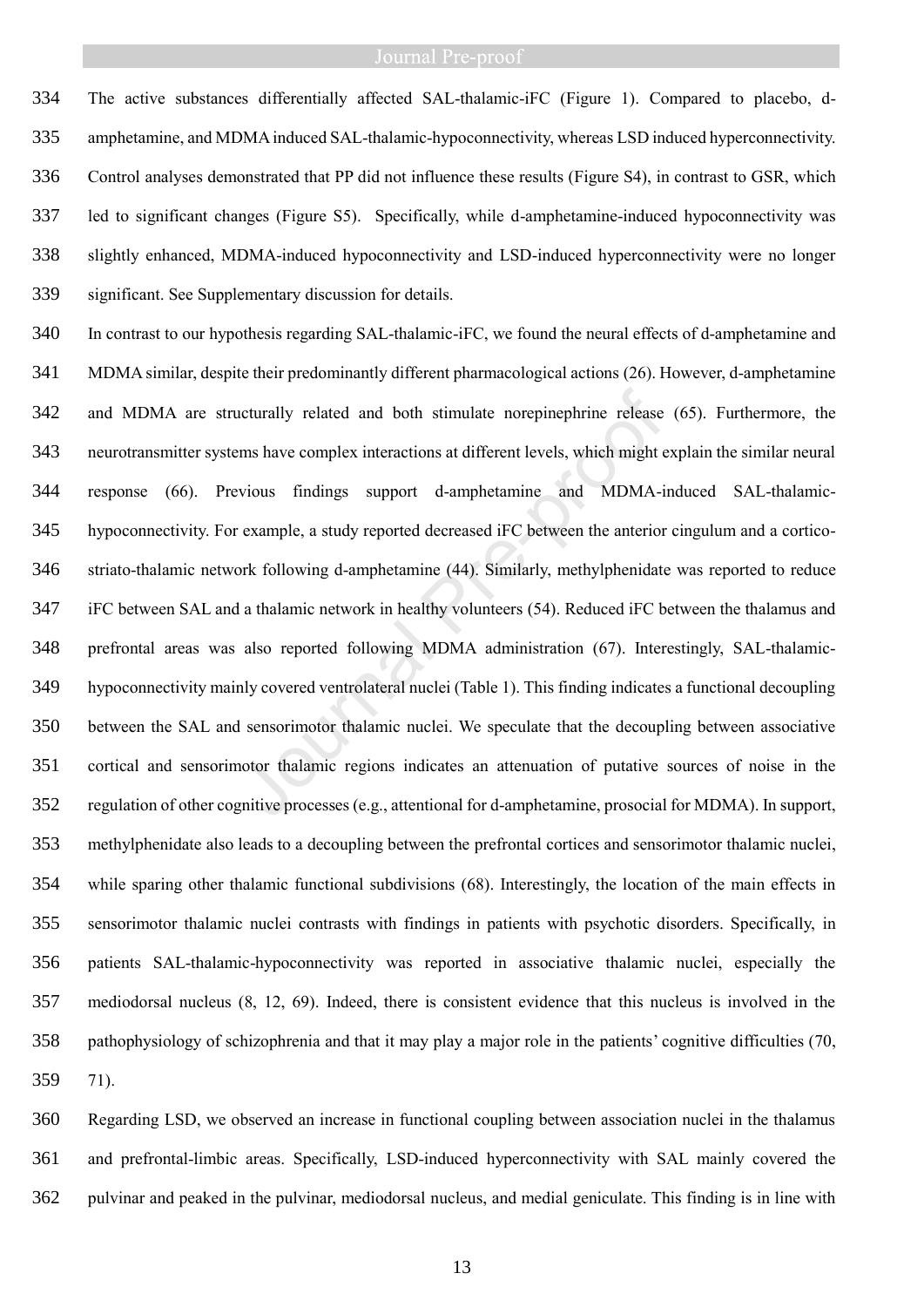The active substances differentially affected SAL-thalamic-iFC (Figure 1). Compared to placebo, d-amphetamine, and MDMA induced SAL-thalamic-hypoconnectivity, whereas LSD induced hyperconnectivity. Control analyses demonstrated that PP did not influence these results (Figure S4), in contrast to GSR, which led to significant changes (Figure S5). Specifically, while d-amphetamine-induced hypoconnectivity was slightly enhanced, MDMA-induced hypoconnectivity and LSD-induced hyperconnectivity were no longer significant. See Supplementary discussion for details.

In contrast to our hypothesis regarding SAL-thalamic-iFC, we found the neural effects of d-amphetamine and MDMA similar, despite their predominantly different pharmacological actions (26). However, d-amphetamine and MDMA are structurally related and both stimulate norepinephrine release (65). Furthermore, the neurotransmitter systems have complex interactions at different levels, which might explain the similar neural response (66). Previous findings support d-amphetamine and MDMA-induced SAL-thalamic-hypoconnectivity. For example, a study reported decreased iFC between the anterior cingulum and a cortico-striato-thalamic network following d-amphetamine (44). Similarly, methylphenidate was reported to reduce iFC between SAL and a thalamic network in healthy volunteers (54). Reduced iFC between the thalamus and prefrontal areas was also reported following MDMA administration (67). Interestingly, SAL-thalamic-hypoconnectivity mainly covered ventrolateral nuclei (Table 1). This finding indicates a functional decoupling between the SAL and sensorimotor thalamic nuclei. We speculate that the decoupling between associative cortical and sensorimotor thalamic regions indicates an attenuation of putative sources of noise in the regulation of other cognitive processes (e.g., attentional for d-amphetamine, prosocial for MDMA). In support, methylphenidate also leads to a decoupling between the prefrontal cortices and sensorimotor thalamic nuclei, while sparing other thalamic functional subdivisions (68). Interestingly, the location of the main effects in sensorimotor thalamic nuclei contrasts with findings in patients with psychotic disorders. Specifically, in patients SAL-thalamic-hypoconnectivity was reported in associative thalamic nuclei, especially the mediodorsal nucleus (8, 12, 69). Indeed, there is consistent evidence that this nucleus is involved in the pathophysiology of schizophrenia and that it may play a major role in the patients' cognitive difficulties (70, 71).

Regarding LSD, we observed an increase in functional coupling between association nuclei in the thalamus and prefrontal-limbic areas. Specifically, LSD-induced hyperconnectivity with SAL mainly covered the pulvinar and peaked in the pulvinar, mediodorsal nucleus, and medial geniculate. This finding is in line with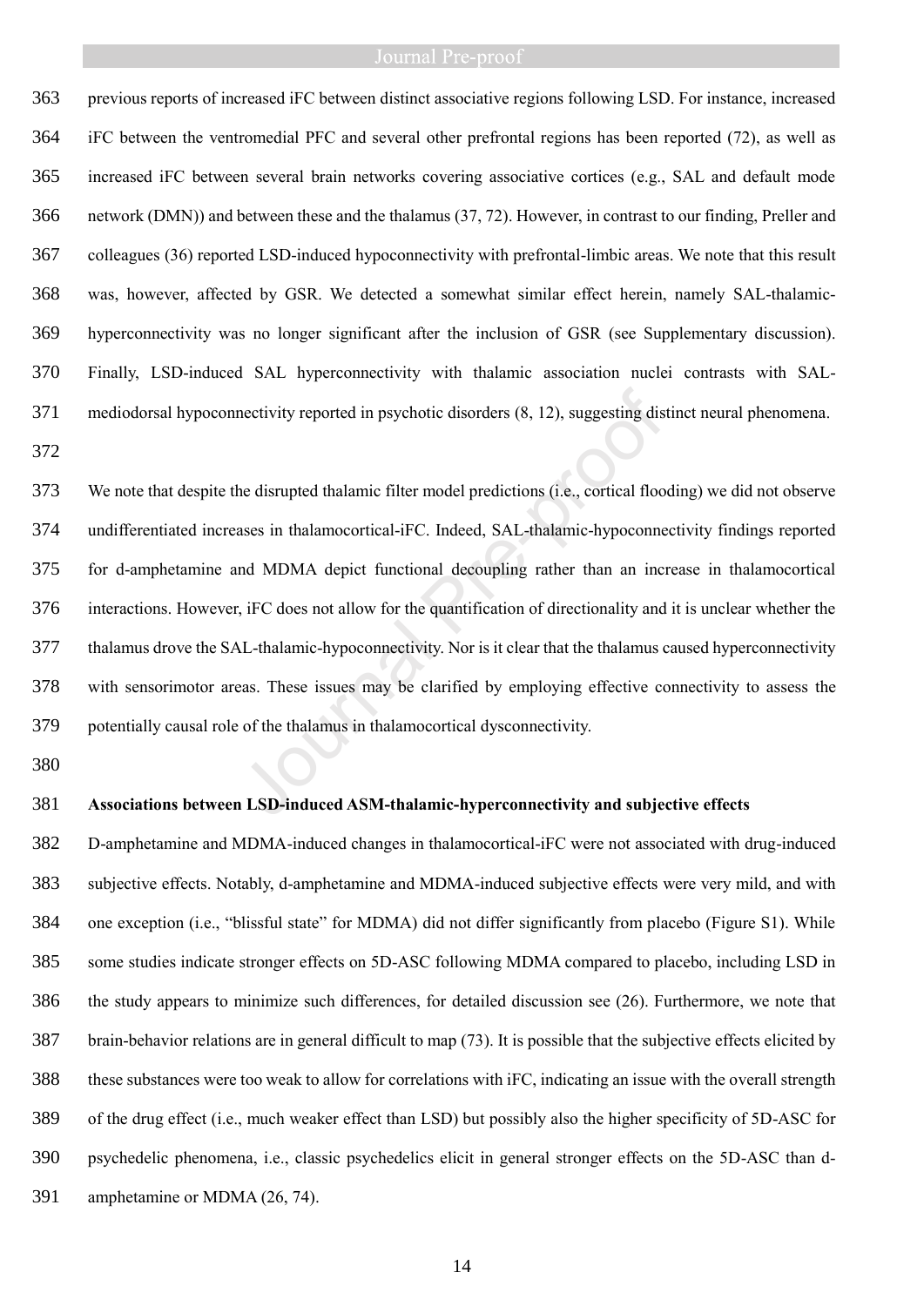previous reports of increased iFC between distinct associative regions following LSD. For instance, increased iFC between the ventromedial PFC and several other prefrontal regions has been reported (72), as well as increased iFC between several brain networks covering associative cortices (e.g., SAL and default mode network (DMN)) and between these and the thalamus (37, 72). However, in contrast to our finding, Preller and colleagues (36) reported LSD-induced hypoconnectivity with prefrontal-limbic areas. We note that this result was, however, affected by GSR. We detected a somewhat similar effect herein, namely SAL-thalamic-hyperconnectivity was no longer significant after the inclusion of GSR (see Supplementary discussion). Finally, LSD-induced SAL hyperconnectivity with thalamic association nuclei contrasts with SAL-mediodorsal hypoconnectivity reported in psychotic disorders (8, 12), suggesting distinct neural phenomena.

We note that despite the disrupted thalamic filter model predictions (i.e., cortical flooding) we did not observe undifferentiated increases in thalamocortical-iFC. Indeed, SAL-thalamic-hypoconnectivity findings reported for d-amphetamine and MDMA depict functional decoupling rather than an increase in thalamocortical interactions. However, iFC does not allow for the quantification of directionality and it is unclear whether the thalamus drove the SAL-thalamic-hypoconnectivity. Nor is it clear that the thalamus caused hyperconnectivity with sensorimotor areas. These issues may be clarified by employing effective connectivity to assess the potentially causal role of the thalamus in thalamocortical dysconnectivity.

**Associations between LSD-induced ASM-thalamic-hyperconnectivity and subjective effects**

D-amphetamine and MDMA-induced changes in thalamocortical-iFC were not associated with drug-induced subjective effects. Notably, d-amphetamine and MDMA-induced subjective effects were very mild, and with one exception (i.e., "blissful state" for MDMA) did not differ significantly from placebo (Figure S1). While some studies indicate stronger effects on 5D-ASC following MDMA compared to placebo, including LSD in the study appears to minimize such differences, for detailed discussion see (26). Furthermore, we note that brain-behavior relations are in general difficult to map (73). It is possible that the subjective effects elicited by these substances were too weak to allow for correlations with iFC, indicating an issue with the overall strength of the drug effect (i.e., much weaker effect than LSD) but possibly also the higher specificity of 5D-ASC for psychedelic phenomena, i.e., classic psychedelics elicit in general stronger effects on the 5D-ASC than d-amphetamine or MDMA (26, 74).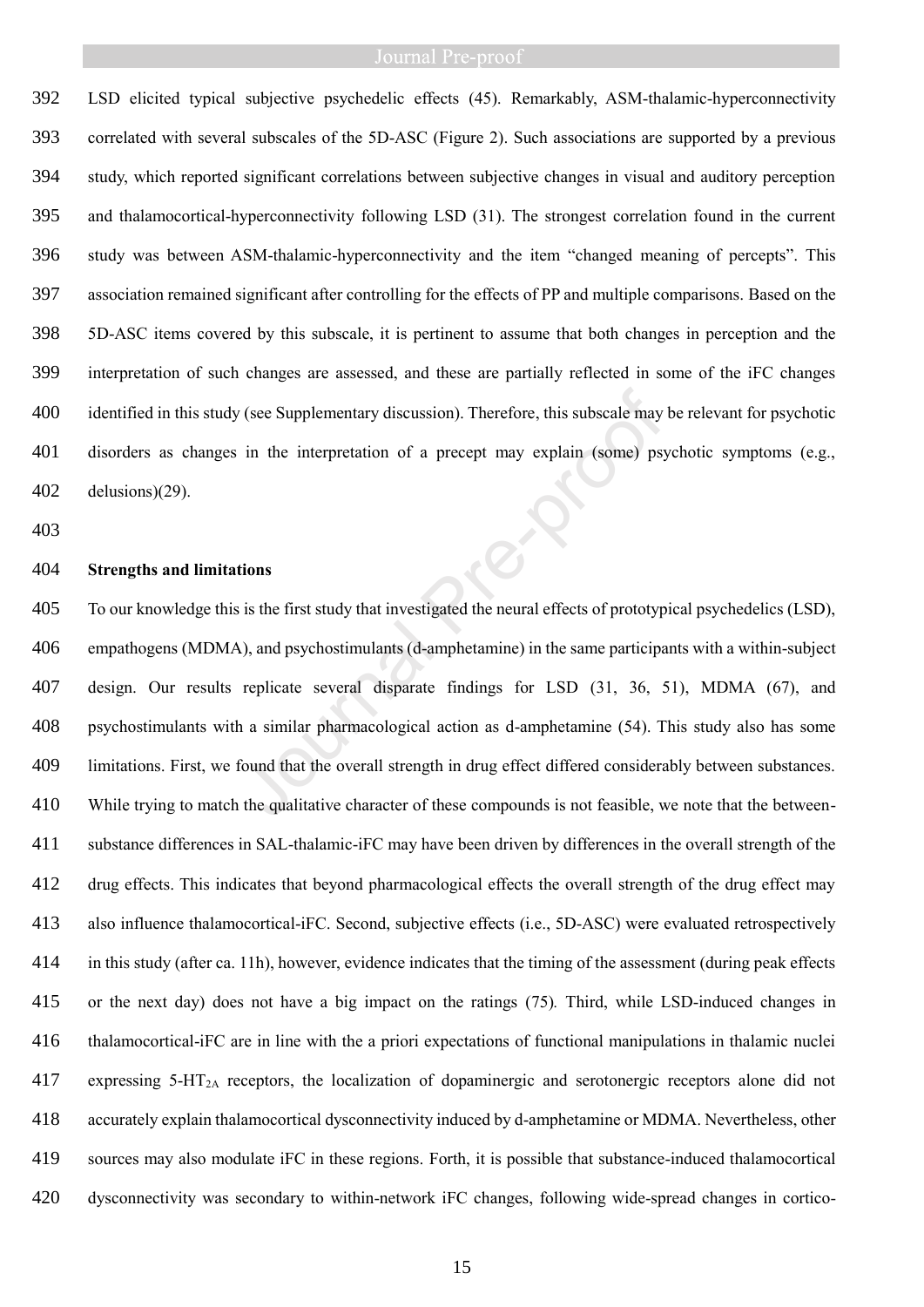LSD elicited typical subjective psychedelic effects (45). Remarkably, ASM-thalamic-hyperconnectivity correlated with several subscales of the 5D-ASC (Figure 2). Such associations are supported by a previous study, which reported significant correlations between subjective changes in visual and auditory perception and thalamocortical-hyperconnectivity following LSD (31). The strongest correlation found in the current study was between ASM-thalamic-hyperconnectivity and the item "changed meaning of percepts". This association remained significant after controlling for the effects of PP and multiple comparisons. Based on the 5D-ASC items covered by this subscale, it is pertinent to assume that both changes in perception and the interpretation of such changes are assessed, and these are partially reflected in some of the iFC changes identified in this study (see Supplementary discussion). Therefore, this subscale may be relevant for psychotic disorders as changes in the interpretation of a precept may explain (some) psychotic symptoms (e.g., delusions)(29).

**Strengths and limitations**

To our knowledge this is the first study that investigated the neural effects of prototypical psychedelics (LSD), empathogens (MDMA), and psychostimulants (d-amphetamine) in the same participants with a within-subject design. Our results replicate several disparate findings for LSD (31, 36, 51), MDMA (67), and psychostimulants with a similar pharmacological action as d-amphetamine (54). This study also has some limitations. First, we found that the overall strength in drug effect differed considerably between substances. While trying to match the qualitative character of these compounds is not feasible, we note that the between-substance differences in SAL-thalamic-iFC may have been driven by differences in the overall strength of the drug effects. This indicates that beyond pharmacological effects the overall strength of the drug effect may also influence thalamocortical-iFC. Second, subjective effects (i.e., 5D-ASC) were evaluated retrospectively in this study (after ca. 11h), however, evidence indicates that the timing of the assessment (during peak effects or the next day) does not have a big impact on the ratings (75). Third, while LSD-induced changes in thalamocortical-iFC are in line with the a priori expectations of functional manipulations in thalamic nuclei expressing 5-$HT_{2A}$ receptors, the localization of dopaminergic and serotonergic receptors alone did not accurately explain thalamocortical dysconnectivity induced by d-amphetamine or MDMA. Nevertheless, other sources may also modulate iFC in these regions. Forth, it is possible that substance-induced thalamocortical dysconnectivity was secondary to within-network iFC changes, following wide-spread changes in cortico-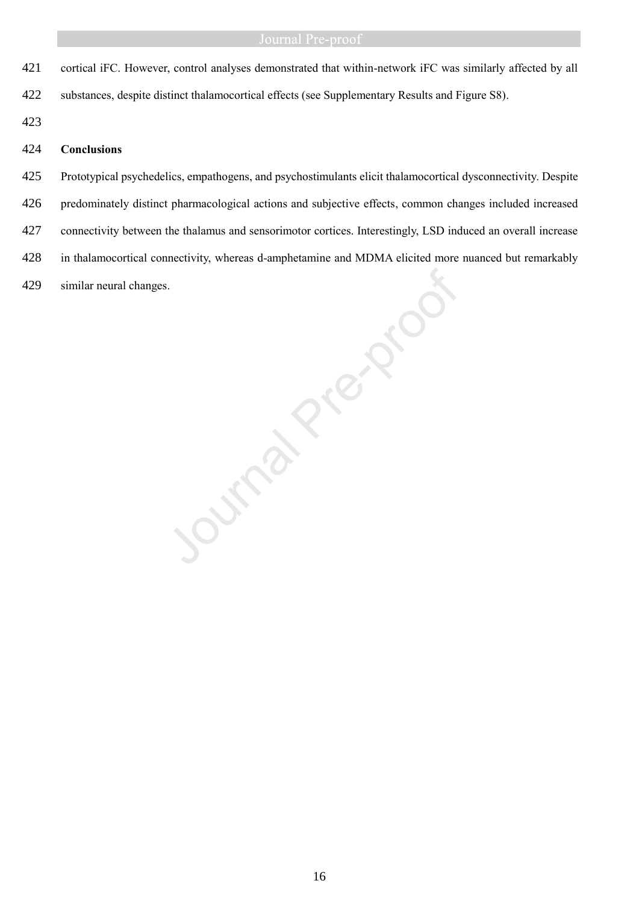cortical iFC. However, control analyses demonstrated that within-network iFC was similarly affected by all substances, despite distinct thalamocortical effects (see Supplementary Results and Figure S8).

## Conclusions

Prototypical psychedelics, empathogens, and psychostimulants elicit thalamocortical dysconnectivity. Despite predominately distinct pharmacological actions and subjective effects, common changes included increased connectivity between the thalamus and sensorimotor cortices. Interestingly, LSD induced an overall increase in thalamocortical connectivity, whereas d-amphetamine and MDMA elicited more nuanced but remarkably similar neural changes.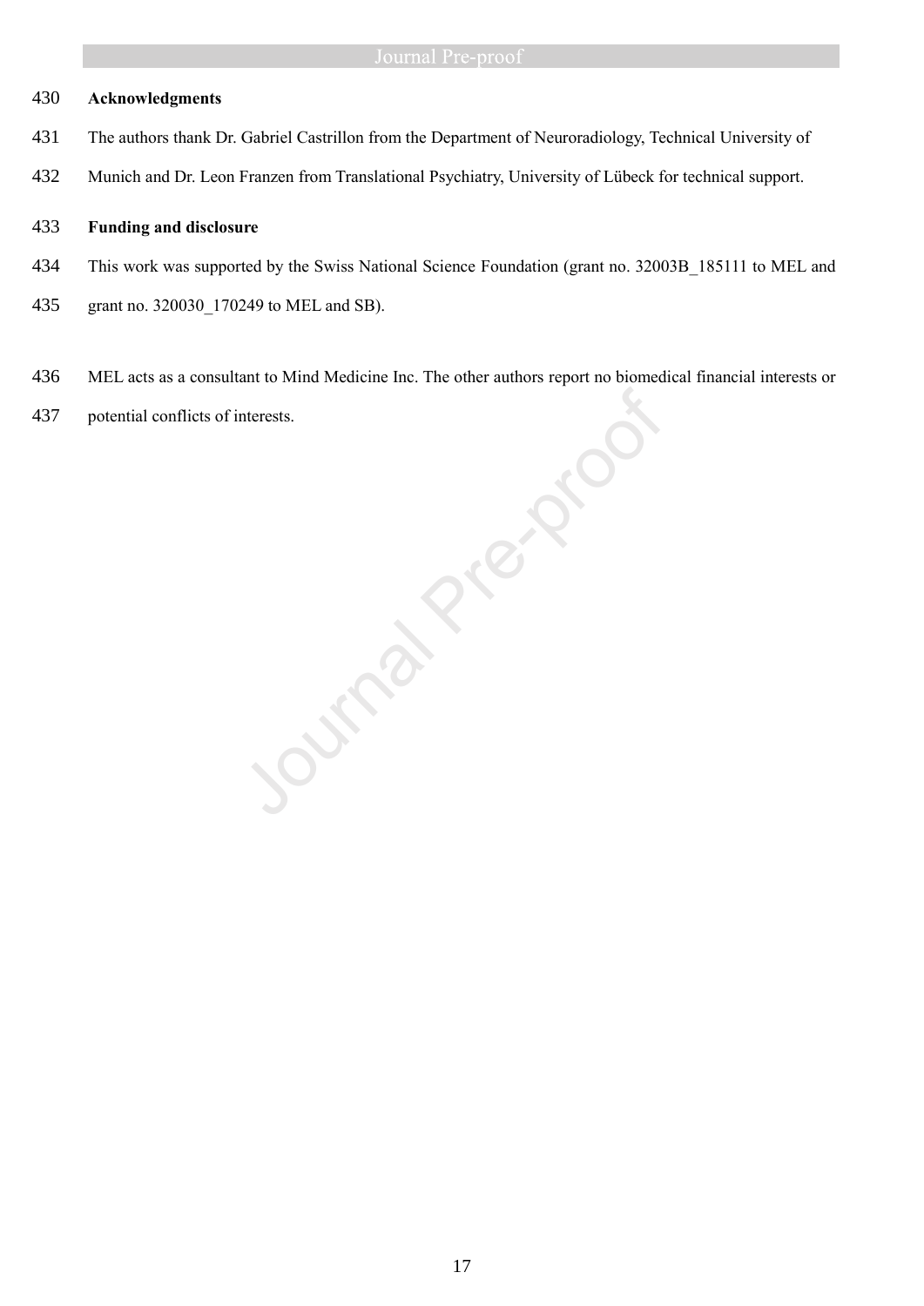**Acknowledgments**

The authors thank Dr. Gabriel Castrillon from the Department of Neuroradiology, Technical University of Munich and Dr. Leon Franzen from Translational Psychiatry, University of Lübeck for technical support.

**Funding and disclosure**

This work was supported by the Swiss National Science Foundation (grant no. 32003B_185111 to MEL and grant no. 320030_170249 to MEL and SB).

MEL acts as a consultant to Mind Medicine Inc. The other authors report no biomedical financial interests or potential conflicts of interests.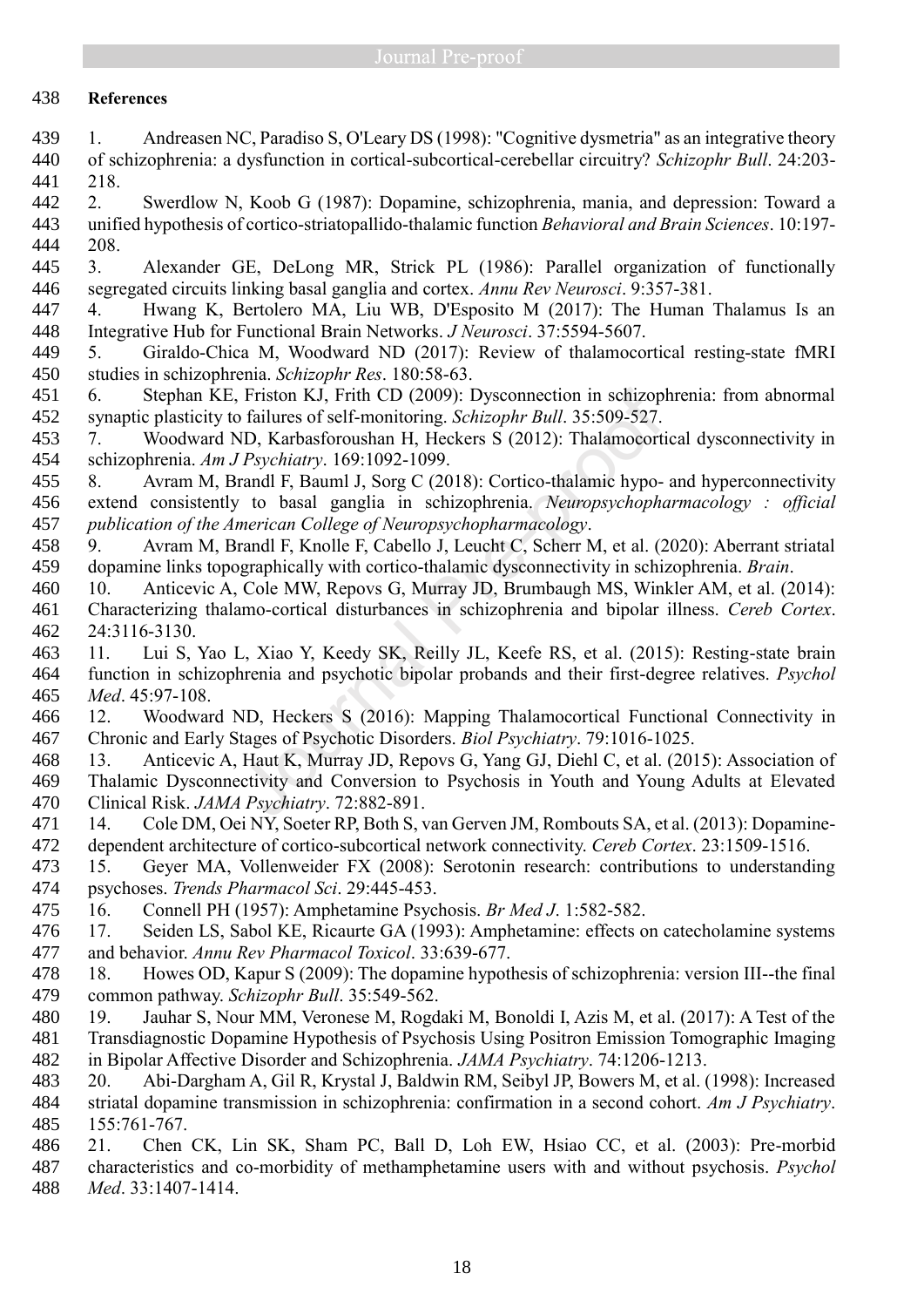## References

1. Andreasen NC, Paradiso S, O'Leary DS (1998): "Cognitive dysmetria" as an integrative theory of schizophrenia: a dysfunction in cortical-subcortical-cerebellar circuitry? *Schizophr Bull*. 24:203-218.
2. Swerdlow N, Koob G (1987): Dopamine, schizophrenia, mania, and depression: Toward a unified hypothesis of cortico-striatopallido-thalamic function *Behavioral and Brain Sciences*. 10:197-208.
3. Alexander GE, DeLong MR, Strick PL (1986): Parallel organization of functionally segregated circuits linking basal ganglia and cortex. *Annu Rev Neurosci*. 9:357-381.
4. Hwang K, Bertolero MA, Liu WB, D'Esposito M (2017): The Human Thalamus Is an Integrative Hub for Functional Brain Networks. *J Neurosci*. 37:5594-5607.
5. Giraldo-Chica M, Woodward ND (2017): Review of thalamocortical resting-state fMRI studies in schizophrenia. *Schizophr Res*. 180:58-63.
6. Stephan KE, Friston KJ, Frith CD (2009): Dysconnection in schizophrenia: from abnormal synaptic plasticity to failures of self-monitoring. *Schizophr Bull*. 35:509-527.
7. Woodward ND, Karbasforoushan H, Heckers S (2012): Thalamocortical dysconnectivity in schizophrenia. *Am J Psychiatry*. 169:1092-1099.
8. Avram M, Brandl F, Bauml J, Sorg C (2018): Cortico-thalamic hypo- and hyperconnectivity extend consistently to basal ganglia in schizophrenia. *Neuropsychopharmacology : official publication of the American College of Neuropsychopharmacology*.
9. Avram M, Brandl F, Knolle F, Cabello J, Leucht C, Scherr M, et al. (2020): Aberrant striatal dopamine links topographically with cortico-thalamic dysconnectivity in schizophrenia. *Brain*.
10. Anticevic A, Cole MW, Repovs G, Murray JD, Brumbaugh MS, Winkler AM, et al. (2014): Characterizing thalamo-cortical disturbances in schizophrenia and bipolar illness. *Cereb Cortex*. 24:3116-3130.
11. Lui S, Yao L, Xiao Y, Keedy SK, Reilly JL, Keefe RS, et al. (2015): Resting-state brain function in schizophrenia and psychotic bipolar probands and their first-degree relatives. *Psychol Med*. 45:97-108.
12. Woodward ND, Heckers S (2016): Mapping Thalamocortical Functional Connectivity in Chronic and Early Stages of Psychotic Disorders. *Biol Psychiatry*. 79:1016-1025.
13. Anticevic A, Haut K, Murray JD, Repovs G, Yang GJ, Diehl C, et al. (2015): Association of Thalamic Dysconnectivity and Conversion to Psychosis in Youth and Young Adults at Elevated Clinical Risk. *JAMA Psychiatry*. 72:882-891.
14. Cole DM, Oei NY, Soeter RP, Both S, van Gerven JM, Rombouts SA, et al. (2013): Dopamine-dependent architecture of cortico-subcortical network connectivity. *Cereb Cortex*. 23:1509-1516.
15. Geyer MA, Vollenweider FX (2008): Serotonin research: contributions to understanding psychoses. *Trends Pharmacol Sci*. 29:445-453.
16. Connell PH (1957): Amphetamine Psychosis. *Br Med J*. 1:582-582.
17. Seiden LS, Sabol KE, Ricaurte GA (1993): Amphetamine: effects on catecholamine systems and behavior. *Annu Rev Pharmacol Toxicol*. 33:639-677.
18. Howes OD, Kapur S (2009): The dopamine hypothesis of schizophrenia: version III--the final common pathway. *Schizophr Bull*. 35:549-562.
19. Jauhar S, Nour MM, Veronese M, Rogdaki M, Bonoldi I, Azis M, et al. (2017): A Test of the Transdiagnostic Dopamine Hypothesis of Psychosis Using Positron Emission Tomographic Imaging in Bipolar Affective Disorder and Schizophrenia. *JAMA Psychiatry*. 74:1206-1213.
20. Abi-Dargham A, Gil R, Krystal J, Baldwin RM, Seibyl JP, Bowers M, et al. (1998): Increased striatal dopamine transmission in schizophrenia: confirmation in a second cohort. *Am J Psychiatry*. 155:761-767.
21. Chen CK, Lin SK, Sham PC, Ball D, Loh EW, Hsiao CC, et al. (2003): Pre-morbid characteristics and co-morbidity of methamphetamine users with and without psychosis. *Psychol Med*. 33:1407-1414.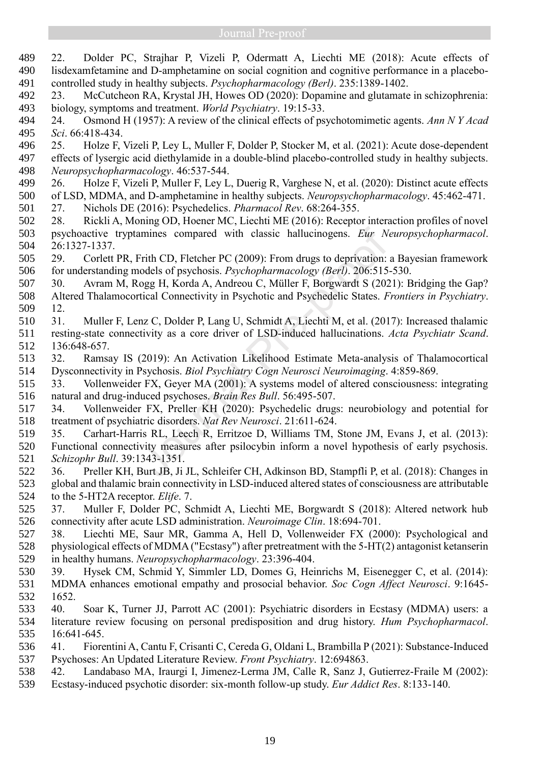22. Dolder PC, Strajhar P, Vizeli P, Odermatt A, Liechti ME (2018): Acute effects of lisdexamfetamine and D-amphetamine on social cognition and cognitive performance in a placebo-controlled study in healthy subjects. *Psychopharmacology (Berl)*. 235:1389-1402.
23. McCutcheon RA, Krystal JH, Howes OD (2020): Dopamine and glutamate in schizophrenia: biology, symptoms and treatment. *World Psychiatry*. 19:15-33.
24. Osmond H (1957): A review of the clinical effects of psychotomimetic agents. *Ann N Y Acad Sci*. 66:418-434.
25. Holze F, Vizeli P, Ley L, Muller F, Dolder P, Stocker M, et al. (2021): Acute dose-dependent effects of lysergic acid diethylamide in a double-blind placebo-controlled study in healthy subjects. *Neuropsychopharmacology*. 46:537-544.
26. Holze F, Vizeli P, Muller F, Ley L, Duerig R, Varghese N, et al. (2020): Distinct acute effects of LSD, MDMA, and D-amphetamine in healthy subjects. *Neuropsychopharmacology*. 45:462-471.
27. Nichols DE (2016): Psychedelics. *Pharmacol Rev*. 68:264-355.
28. Rickli A, Moning OD, Hoener MC, Liechti ME (2016): Receptor interaction profiles of novel psychoactive tryptamines compared with classic hallucinogens. *Eur Neuropsychopharmacol*. 26:1327-1337.
29. Corlett PR, Frith CD, Fletcher PC (2009): From drugs to deprivation: a Bayesian framework for understanding models of psychosis. *Psychopharmacology (Berl)*. 206:515-530.
30. Avram M, Rogg H, Korda A, Andreou C, Müller F, Borgwardt S (2021): Bridging the Gap? Altered Thalamocortical Connectivity in Psychotic and Psychedelic States. *Frontiers in Psychiatry*. 12.
31. Muller F, Lenz C, Dolder P, Lang U, Schmidt A, Liechti M, et al. (2017): Increased thalamic resting-state connectivity as a core driver of LSD-induced hallucinations. *Acta Psychiatr Scand*. 136:648-657.
32. Ramsay IS (2019): An Activation Likelihood Estimate Meta-analysis of Thalamocortical Dysconnectivity in Psychosis. *Biol Psychiatry Cogn Neurosci Neuroimaging*. 4:859-869.
33. Vollenweider FX, Geyer MA (2001): A systems model of altered consciousness: integrating natural and drug-induced psychoses. *Brain Res Bull*. 56:495-507.
34. Vollenweider FX, Preller KH (2020): Psychedelic drugs: neurobiology and potential for treatment of psychiatric disorders. *Nat Rev Neurosci*. 21:611-624.
35. Carhart-Harris RL, Leech R, Erritzoe D, Williams TM, Stone JM, Evans J, et al. (2013): Functional connectivity measures after psilocybin inform a novel hypothesis of early psychosis. *Schizophr Bull*. 39:1343-1351.
36. Preller KH, Burt JB, Ji JL, Schleifer CH, Adkinson BD, Stampfli P, et al. (2018): Changes in global and thalamic brain connectivity in LSD-induced altered states of consciousness are attributable to the 5-HT2A receptor. *Elife*. 7.
37. Muller F, Dolder PC, Schmidt A, Liechti ME, Borgwardt S (2018): Altered network hub connectivity after acute LSD administration. *Neuroimage Clin*. 18:694-701.
38. Liechti ME, Saur MR, Gamma A, Hell D, Vollenweider FX (2000): Psychological and physiological effects of MDMA ("Ecstasy") after pretreatment with the 5-HT(2) antagonist ketanserin in healthy humans. *Neuropsychopharmacology*. 23:396-404.
39. Hysek CM, Schmid Y, Simmler LD, Domes G, Heinrichs M, Eisenegger C, et al. (2014): MDMA enhances emotional empathy and prosocial behavior. *Soc Cogn Affect Neurosci*. 9:1645-1652.
40. Soar K, Turner JJ, Parrott AC (2001): Psychiatric disorders in Ecstasy (MDMA) users: a literature review focusing on personal predisposition and drug history. *Hum Psychopharmacol*. 16:641-645.
41. Fiorentini A, Cantu F, Crisanti C, Cereda G, Oldani L, Brambilla P (2021): Substance-Induced Psychoses: An Updated Literature Review. *Front Psychiatry*. 12:694863.
42. Landabaso MA, Iraurgi I, Jimenez-Lerma JM, Calle R, Sanz J, Gutierrez-Fraile M (2002): Ecstasy-induced psychotic disorder: six-month follow-up study. *Eur Addict Res*. 8:133-140.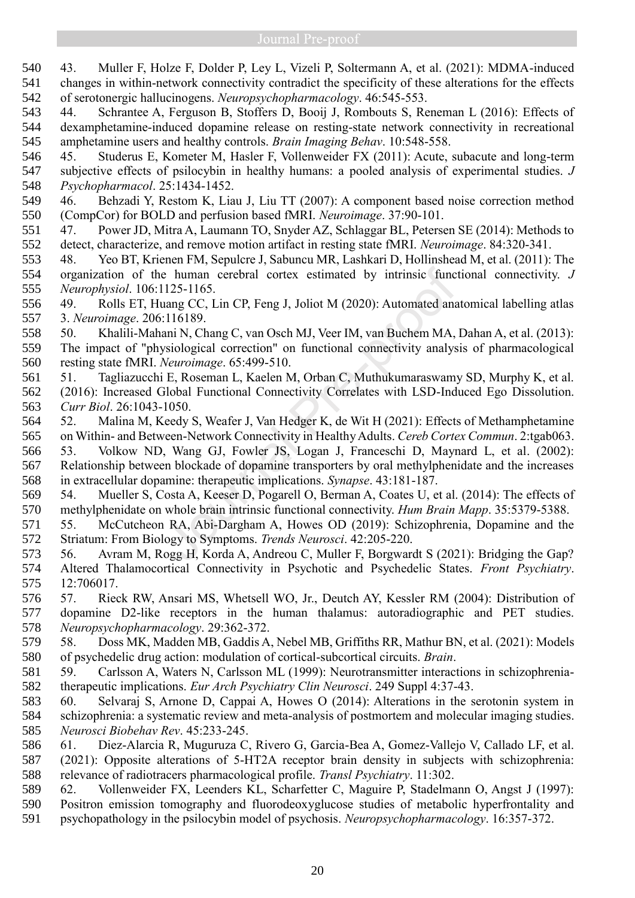43. Muller F, Holze F, Dolder P, Ley L, Vizeli P, Soltermann A, et al. (2021): MDMA-induced changes in within-network connectivity contradict the specificity of these alterations for the effects of serotonergic hallucinogens. *Neuropsychopharmacology*. 46:545-553.

44. Schrantee A, Ferguson B, Stoffers D, Booij J, Rombouts S, Reneman L (2016): Effects of dexamphetamine-induced dopamine release on resting-state network connectivity in recreational amphetamine users and healthy controls. *Brain Imaging Behav*. 10:548-558.

45. Studerus E, Kometer M, Hasler F, Vollenweider FX (2011): Acute, subacute and long-term subjective effects of psilocybin in healthy humans: a pooled analysis of experimental studies. *J Psychopharmacol*. 25:1434-1452.

46. Behzadi Y, Restom K, Liau J, Liu TT (2007): A component based noise correction method (CompCor) for BOLD and perfusion based fMRI. *Neuroimage*. 37:90-101.

47. Power JD, Mitra A, Laumann TO, Snyder AZ, Schlaggar BL, Petersen SE (2014): Methods to detect, characterize, and remove motion artifact in resting state fMRI. *Neuroimage*. 84:320-341.

48. Yeo BT, Krienen FM, Sepulcre J, Sabuncu MR, Lashkari D, Hollinshead M, et al. (2011): The organization of the human cerebral cortex estimated by intrinsic functional connectivity. *J Neurophysiol*. 106:1125-1165.

49. Rolls ET, Huang CC, Lin CP, Feng J, Joliot M (2020): Automated anatomical labelling atlas 3. *Neuroimage*. 206:116189.

50. Khalili-Mahani N, Chang C, van Osch MJ, Veer IM, van Buchem MA, Dahan A, et al. (2013): The impact of "physiological correction" on functional connectivity analysis of pharmacological resting state fMRI. *Neuroimage*. 65:499-510.

51. Tagliazucchi E, Roseman L, Kaelen M, Orban C, Muthukumaraswamy SD, Murphy K, et al. (2016): Increased Global Functional Connectivity Correlates with LSD-Induced Ego Dissolution. *Curr Biol*. 26:1043-1050.

52. Malina M, Keedy S, Weafer J, Van Hedger K, de Wit H (2021): Effects of Methamphetamine on Within- and Between-Network Connectivity in Healthy Adults. *Cereb Cortex Commun*. 2:tgab063.

53. Volkow ND, Wang GJ, Fowler JS, Logan J, Franceschi D, Maynard L, et al. (2002): Relationship between blockade of dopamine transporters by oral methylphenidate and the increases in extracellular dopamine: therapeutic implications. *Synapse*. 43:181-187.

54. Mueller S, Costa A, Keeser D, Pogarell O, Berman A, Coates U, et al. (2014): The effects of methylphenidate on whole brain intrinsic functional connectivity. *Hum Brain Mapp*. 35:5379-5388.

55. McCutcheon RA, Abi-Dargham A, Howes OD (2019): Schizophrenia, Dopamine and the Striatum: From Biology to Symptoms. *Trends Neurosci*. 42:205-220.

56. Avram M, Rogg H, Korda A, Andreou C, Muller F, Borgwardt S (2021): Bridging the Gap? Altered Thalamocortical Connectivity in Psychotic and Psychedelic States. *Front Psychiatry*. 12:706017.

57. Rieck RW, Ansari MS, Whetsell WO, Jr., Deutch AY, Kessler RM (2004): Distribution of dopamine D2-like receptors in the human thalamus: autoradiographic and PET studies. *Neuropsychopharmacology*. 29:362-372.

58. Doss MK, Madden MB, Gaddis A, Nebel MB, Griffiths RR, Mathur BN, et al. (2021): Models of psychedelic drug action: modulation of cortical-subcortical circuits. *Brain*.

59. Carlsson A, Waters N, Carlsson ML (1999): Neurotransmitter interactions in schizophrenia--therapeutic implications. *Eur Arch Psychiatry Clin Neurosci*. 249 Suppl 4:37-43.

60. Selvaraj S, Arnone D, Cappai A, Howes O (2014): Alterations in the serotonin system in schizophrenia: a systematic review and meta-analysis of postmortem and molecular imaging studies. *Neurosci Biobehav Rev*. 45:233-245.

61. Diez-Alarcia R, Muguruza C, Rivero G, Garcia-Bea A, Gomez-Vallejo V, Callado LF, et al. (2021): Opposite alterations of 5-HT2A receptor brain density in subjects with schizophrenia: relevance of radiotracers pharmacological profile. *Transl Psychiatry*. 11:302.

62. Vollenweider FX, Leenders KL, Scharfetter C, Maguire P, Stadelmann O, Angst J (1997): Positron emission tomography and fluorodeoxyglucose studies of metabolic hyperfrontality and psychopathology in the psilocybin model of psychosis. *Neuropsychopharmacology*. 16:357-372.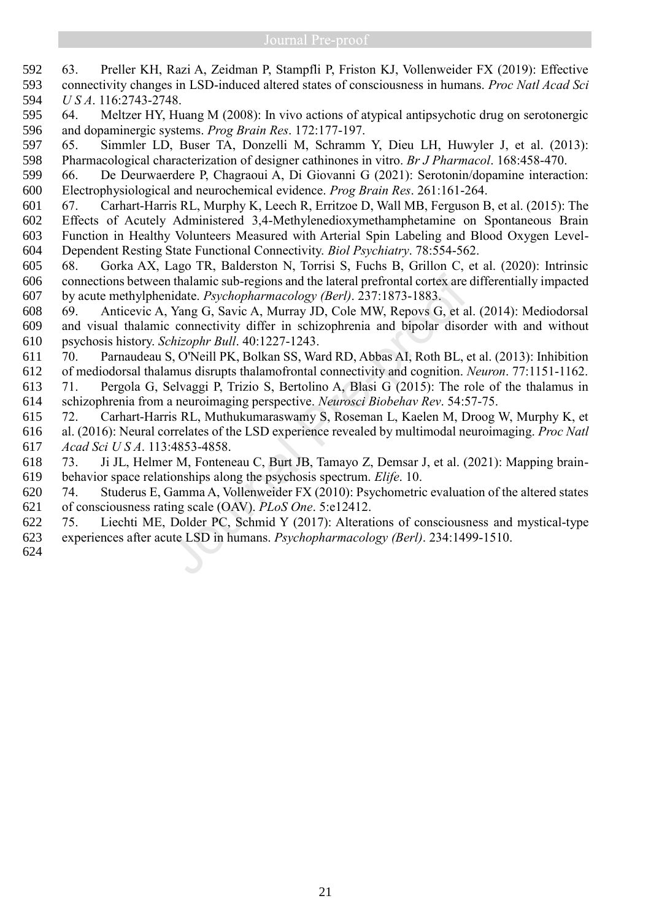63. Preller KH, Razi A, Zeidman P, Stampfli P, Friston KJ, Vollenweider FX (2019): Effective connectivity changes in LSD-induced altered states of consciousness in humans. *Proc Natl Acad Sci U S A*. 116:2743-2748.

64. Meltzer HY, Huang M (2008): In vivo actions of atypical antipsychotic drug on serotonergic and dopaminergic systems. *Prog Brain Res*. 172:177-197.

65. Simmler LD, Buser TA, Donzelli M, Schramm Y, Dieu LH, Huwyler J, et al. (2013): Pharmacological characterization of designer cathinones in vitro. *Br J Pharmacol*. 168:458-470.

66. De Deurwaerdere P, Chagraoui A, Di Giovanni G (2021): Serotonin/dopamine interaction: Electrophysiological and neurochemical evidence. *Prog Brain Res*. 261:161-264.

67. Carhart-Harris RL, Murphy K, Leech R, Erritzoe D, Wall MB, Ferguson B, et al. (2015): The Effects of Acutely Administered 3,4-Methylenedioxymethamphetamine on Spontaneous Brain Function in Healthy Volunteers Measured with Arterial Spin Labeling and Blood Oxygen Level-Dependent Resting State Functional Connectivity. *Biol Psychiatry*. 78:554-562.

68. Gorka AX, Lago TR, Balderston N, Torrisi S, Fuchs B, Grillon C, et al. (2020): Intrinsic connections between thalamic sub-regions and the lateral prefrontal cortex are differentially impacted by acute methylphenidate. *Psychopharmacology (Berl)*. 237:1873-1883.

69. Anticevic A, Yang G, Savic A, Murray JD, Cole MW, Repovs G, et al. (2014): Mediodorsal and visual thalamic connectivity differ in schizophrenia and bipolar disorder with and without psychosis history. *Schizophr Bull*. 40:1227-1243.

70. Parnaudeau S, O'Neill PK, Bolkan SS, Ward RD, Abbas AI, Roth BL, et al. (2013): Inhibition of mediodorsal thalamus disrupts thalamofrontal connectivity and cognition. *Neuron*. 77:1151-1162.

71. Pergola G, Selvaggi P, Trizio S, Bertolino A, Blasi G (2015): The role of the thalamus in schizophrenia from a neuroimaging perspective. *Neurosci Biobehav Rev*. 54:57-75.

72. Carhart-Harris RL, Muthukumaraswamy S, Roseman L, Kaelen M, Droog W, Murphy K, et al. (2016): Neural correlates of the LSD experience revealed by multimodal neuroimaging. *Proc Natl Acad Sci U S A*. 113:4853-4858.

73. Ji JL, Helmer M, Fonteneau C, Burt JB, Tamayo Z, Demsar J, et al. (2021): Mapping brain-behavior space relationships along the psychosis spectrum. *Elife*. 10.

74. Studerus E, Gamma A, Vollenweider FX (2010): Psychometric evaluation of the altered states of consciousness rating scale (OAV). *PLoS One*. 5:e12412.

75. Liechti ME, Dolder PC, Schmid Y (2017): Alterations of consciousness and mystical-type experiences after acute LSD in humans. *Psychopharmacology (Berl)*. 234:1499-1510.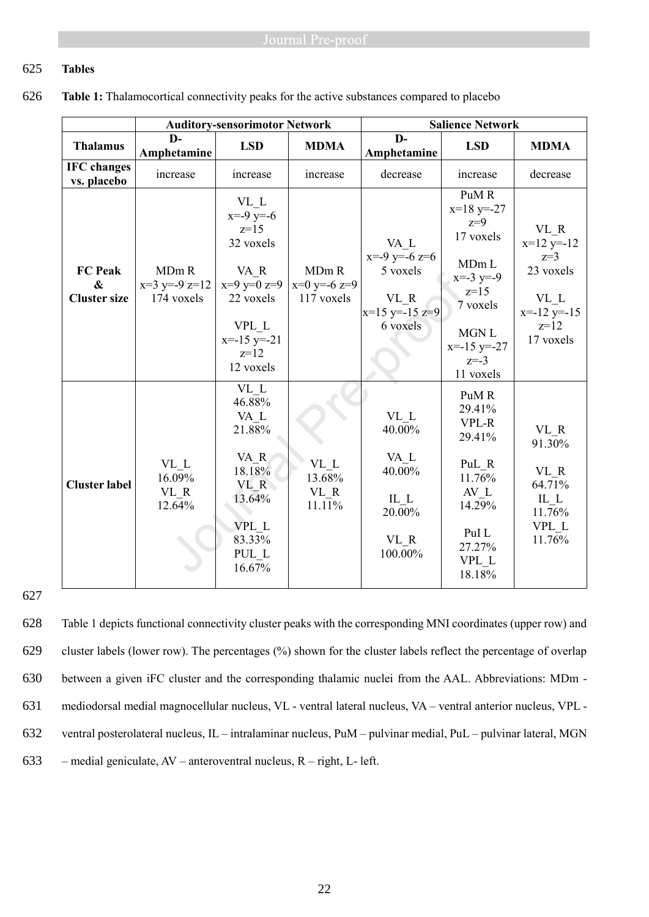**Tables**

**Table 1:** Thalamocortical connectivity peaks for the active substances compared to placebo

| | Auditory-sensorimotor Network | | | Salience Network | | |
|---|---|---|---|---|---|---|
| **Thalamus** | **D-Amphetamine** | **LSD** | **MDMA** | **D-Amphetamine** | **LSD** | **MDMA** |
| **IFC changes vs. placebo** | increase | increase | increase | decrease | increase | decrease |
| **FC Peak & Cluster size** | MDm R x=3 y=-9 z=12 174 voxels | VL_L x=-9 y=-6 z=15 32 voxels<br><br>VA_R x=9 y=0 z=9 22 voxels<br><br>VPL_L x=-15 y=-21 z=12 12 voxels | MDm R x=0 y=-6 z=9 117 voxels | VA_L x=-9 y=-6 z=6 5 voxels<br><br>VL_R x=15 y=-15 z=9 6 voxels | PuM R x=18 y=-27 z=9 17 voxels<br><br>MDm L x=-3 y=-9 z=15 7 voxels<br><br>MGN L x=-15 y=-27 z=-3 11 voxels | VL_R x=12 y=-12 z=3 23 voxels<br><br>VL_L x=-12 y=-15 z=12 17 voxels |
| **Cluster label** | VL_L 16.09%<br>VL_R 12.64% | VL_L 46.88%<br>VA_L 21.88%<br><br>VA_R 18.18%<br>VL_R 13.64%<br><br>VPL_L 83.33%<br>PUL_L 16.67% | VL_L 13.68%<br>VL_R 11.11% | VL_L 40.00%<br>VA_L 40.00%<br><br>IL_L 20.00%<br><br>VL_R 100.00% | PuM R 29.41%<br>VPL-R 29.41%<br><br>PuL_R 11.76%<br>AV_L 14.29%<br><br>PuI L 27.27%<br>VPL_L 18.18% | VL_R 91.30%<br><br>VL_R 64.71%<br>IL_L 11.76%<br>VPL_L 11.76% |

Table 1 depicts functional connectivity cluster peaks with the corresponding MNI coordinates (upper row) and cluster labels (lower row). The percentages (%) shown for the cluster labels reflect the percentage of overlap between a given iFC cluster and the corresponding thalamic nuclei from the AAL. Abbreviations: MDm - mediodorsal medial magnocellular nucleus, VL - ventral lateral nucleus, VA – ventral anterior nucleus, VPL - ventral posterolateral nucleus, IL – intralaminar nucleus, PuM – pulvinar medial, PuL – pulvinar lateral, MGN – medial geniculate, AV – anteroventral nucleus, R – right, L- left.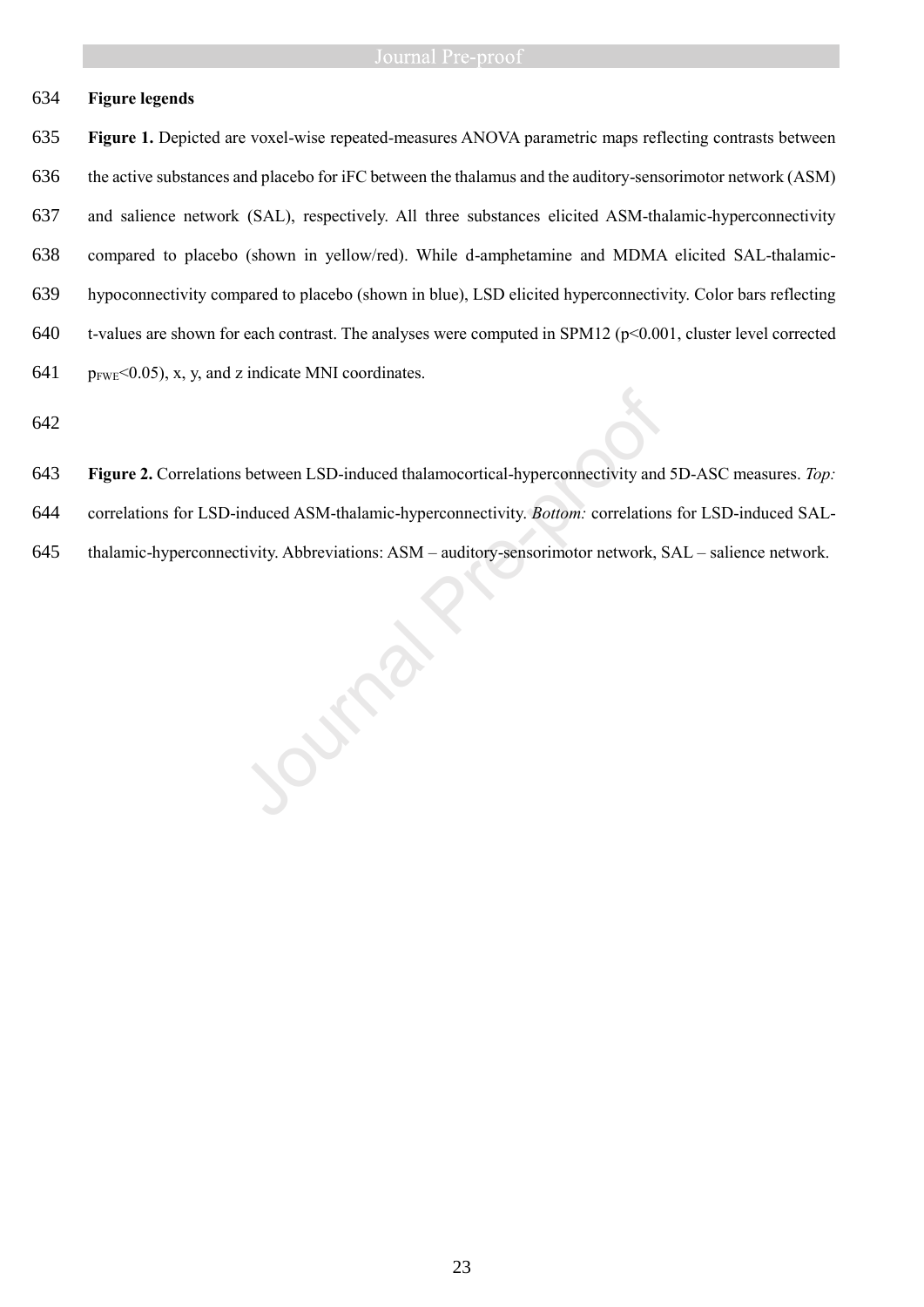## Figure legends

**Figure 1.** Depicted are voxel-wise repeated-measures ANOVA parametric maps reflecting contrasts between the active substances and placebo for iFC between the thalamus and the auditory-sensorimotor network (ASM) and salience network (SAL), respectively. All three substances elicited ASM-thalamic-hyperconnectivity compared to placebo (shown in yellow/red). While d-amphetamine and MDMA elicited SAL-thalamic-hypoconnectivity compared to placebo (shown in blue), LSD elicited hyperconnectivity. Color bars reflecting t-values are shown for each contrast. The analyses were computed in SPM12 ($p<0.001$, cluster level corrected $p_{FWE}<0.05$), x, y, and z indicate MNI coordinates.

**Figure 2.** Correlations between LSD-induced thalamocortical-hyperconnectivity and 5D-ASC measures. *Top:* correlations for LSD-induced ASM-thalamic-hyperconnectivity. *Bottom:* correlations for LSD-induced SAL-thalamic-hyperconnectivity. Abbreviations: ASM – auditory-sensorimotor network, SAL – salience network.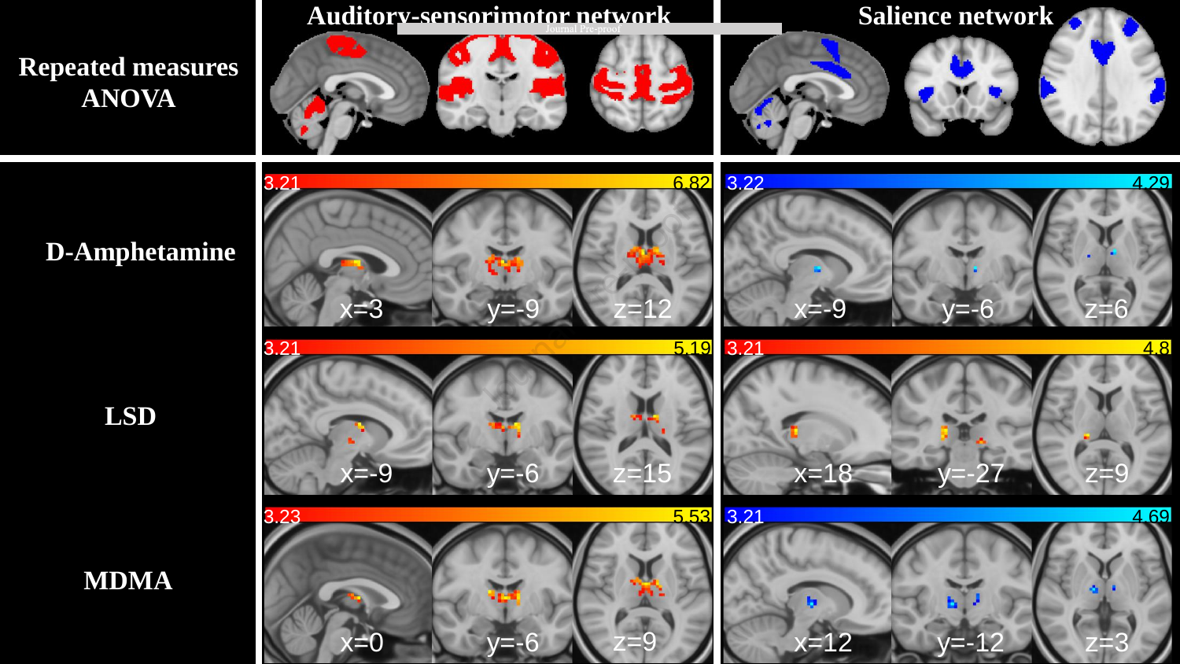| | Auditory-sensorimotor network | Salience network |
|---|---|---|
| **Repeated measures ANOVA** | | |
| **D-Amphetamine** | 3.21 – 6.82; x=3, y=-9, z=12 | 3.22 – 4.29; x=-9, y=-6, z=6 |
| **LSD** | 3.21 – 5.19; x=-9, y=-6, z=15 | 3.21 – 4.8; x=18, y=-27, z=9 |
| **MDMA** | 3.23 – 5.53; x=0, y=-6, z=9 | 3.21 – 4.69; x=12, y=-12, z=3 |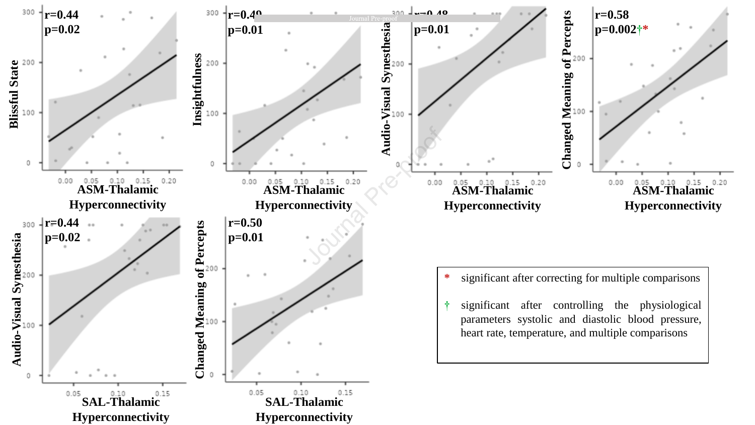r=0.44
p=0.02

Blissful State

ASM-Thalamic Hyperconnectivity

r=0.49
p=0.01

Insightfulness

ASM-Thalamic Hyperconnectivity

r=0.48
p=0.01

Audio-Visual Synesthesia

ASM-Thalamic Hyperconnectivity

r=0.58
p=0.002†*

Changed Meaning of Percepts

ASM-Thalamic Hyperconnectivity

r=0.44
p=0.02

Audio-Visual Synesthesia

SAL-Thalamic Hyperconnectivity

r=0.50
p=0.01

Changed Meaning of Percepts

SAL-Thalamic Hyperconnectivity

\* significant after correcting for multiple comparisons

† significant after controlling the physiological parameters systolic and diastolic blood pressure, heart rate, temperature, and multiple comparisons